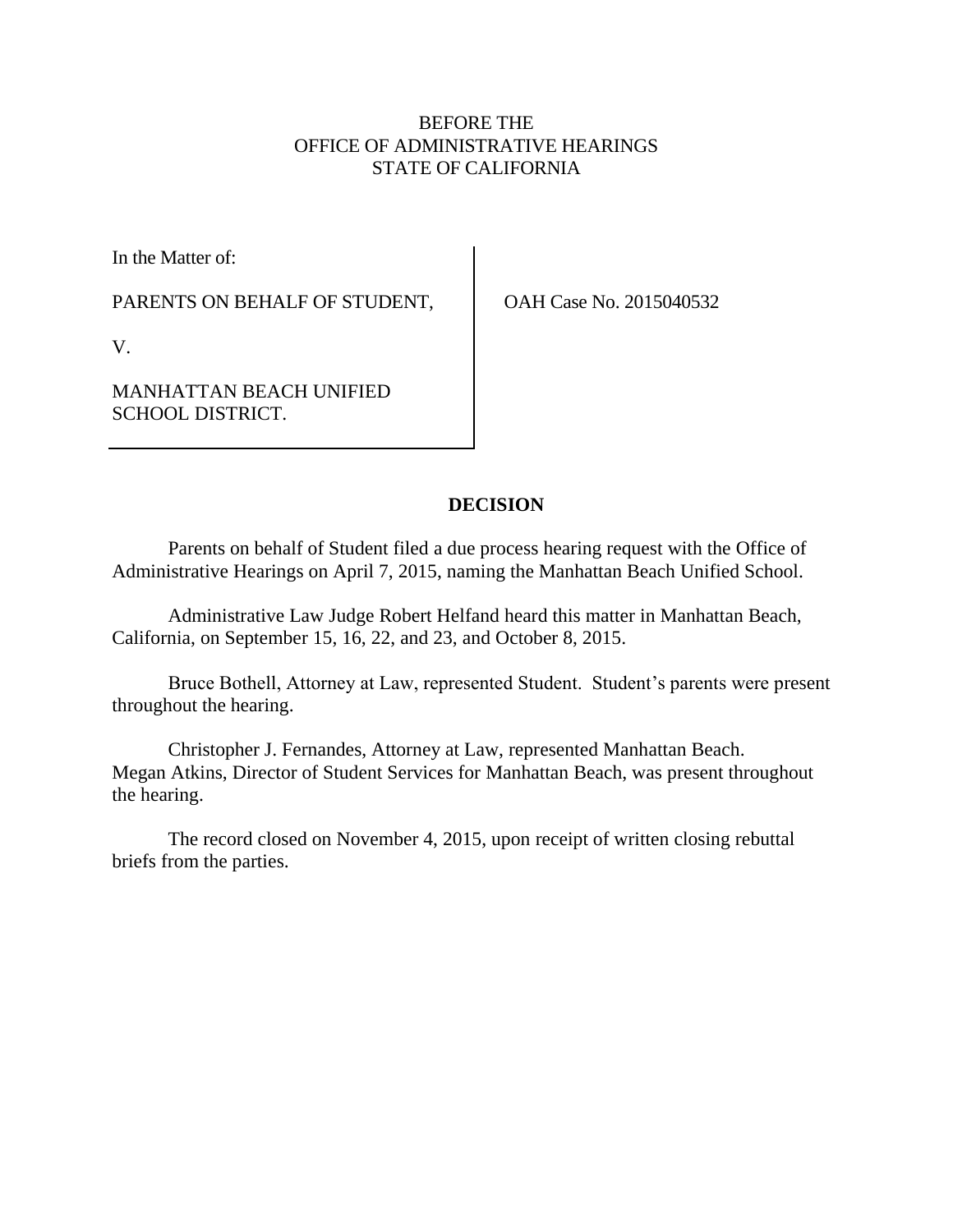BEFORE THE
OFFICE OF ADMINISTRATIVE HEARINGS
STATE OF CALIFORNIA

| In the Matter of:<br><br>PARENTS ON BEHALF OF STUDENT,<br><br>V.<br><br>MANHATTAN BEACH UNIFIED SCHOOL DISTRICT. | OAH Case No. 2015040532 |
|---|---|

## DECISION

Parents on behalf of Student filed a due process hearing request with the Office of Administrative Hearings on April 7, 2015, naming the Manhattan Beach Unified School.

Administrative Law Judge Robert Helfand heard this matter in Manhattan Beach, California, on September 15, 16, 22, and 23, and October 8, 2015.

Bruce Bothell, Attorney at Law, represented Student. Student's parents were present throughout the hearing.

Christopher J. Fernandes, Attorney at Law, represented Manhattan Beach. Megan Atkins, Director of Student Services for Manhattan Beach, was present throughout the hearing.

The record closed on November 4, 2015, upon receipt of written closing rebuttal briefs from the parties.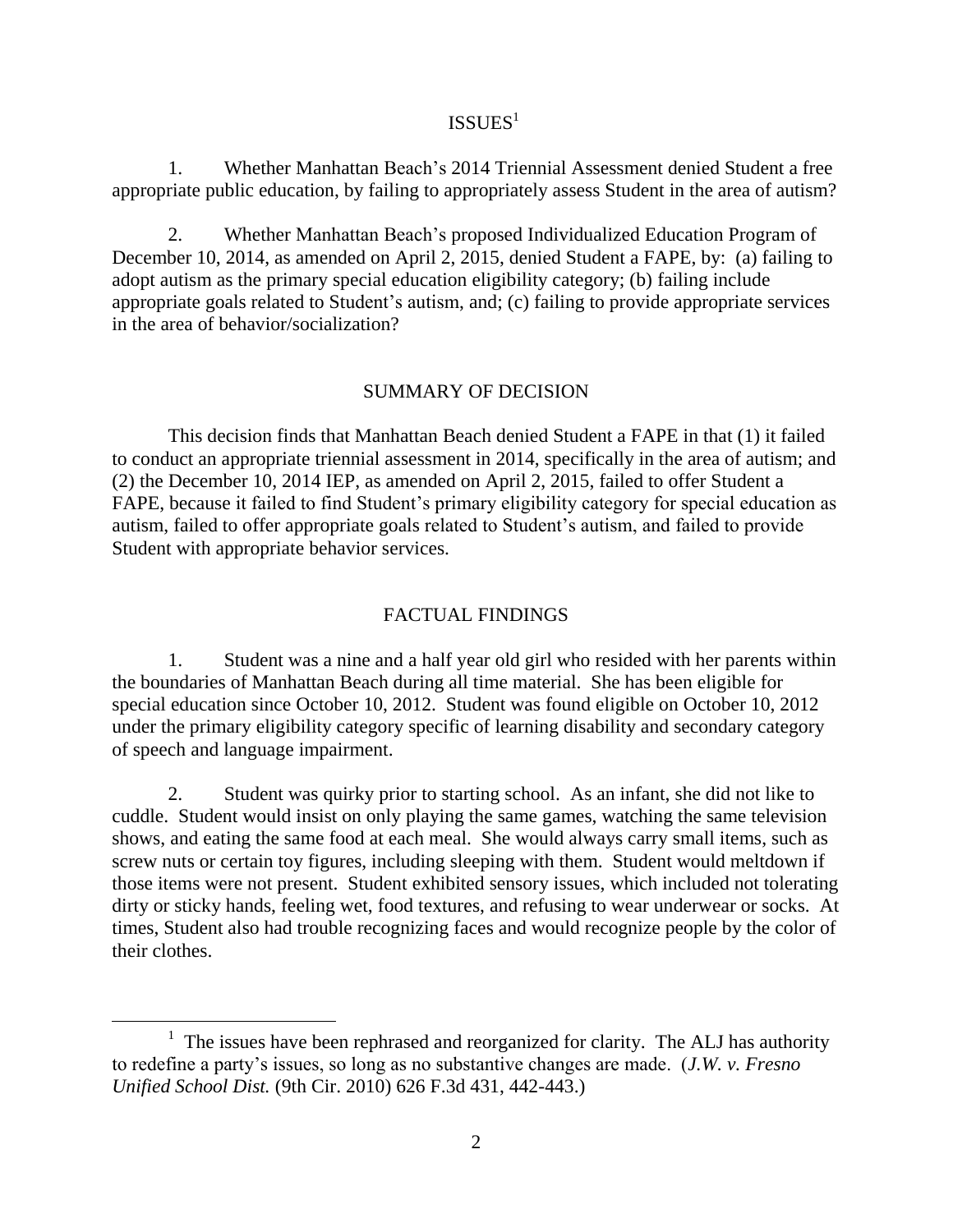## ISSUES[1]

1. Whether Manhattan Beach's 2014 Triennial Assessment denied Student a free appropriate public education, by failing to appropriately assess Student in the area of autism?

2. Whether Manhattan Beach's proposed Individualized Education Program of December 10, 2014, as amended on April 2, 2015, denied Student a FAPE, by: (a) failing to adopt autism as the primary special education eligibility category; (b) failing include appropriate goals related to Student's autism, and; (c) failing to provide appropriate services in the area of behavior/socialization?

## SUMMARY OF DECISION

This decision finds that Manhattan Beach denied Student a FAPE in that (1) it failed to conduct an appropriate triennial assessment in 2014, specifically in the area of autism; and (2) the December 10, 2014 IEP, as amended on April 2, 2015, failed to offer Student a FAPE, because it failed to find Student's primary eligibility category for special education as autism, failed to offer appropriate goals related to Student's autism, and failed to provide Student with appropriate behavior services.

## FACTUAL FINDINGS

1. Student was a nine and a half year old girl who resided with her parents within the boundaries of Manhattan Beach during all time material. She has been eligible for special education since October 10, 2012. Student was found eligible on October 10, 2012 under the primary eligibility category specific of learning disability and secondary category of speech and language impairment.

2. Student was quirky prior to starting school. As an infant, she did not like to cuddle. Student would insist on only playing the same games, watching the same television shows, and eating the same food at each meal. She would always carry small items, such as screw nuts or certain toy figures, including sleeping with them. Student would meltdown if those items were not present. Student exhibited sensory issues, which included not tolerating dirty or sticky hands, feeling wet, food textures, and refusing to wear underwear or socks. At times, Student also had trouble recognizing faces and would recognize people by the color of their clothes.

---

[1] The issues have been rephrased and reorganized for clarity. The ALJ has authority to redefine a party's issues, so long as no substantive changes are made. (*J.W. v. Fresno Unified School Dist.* (9th Cir. 2010) 626 F.3d 431, 442-443.)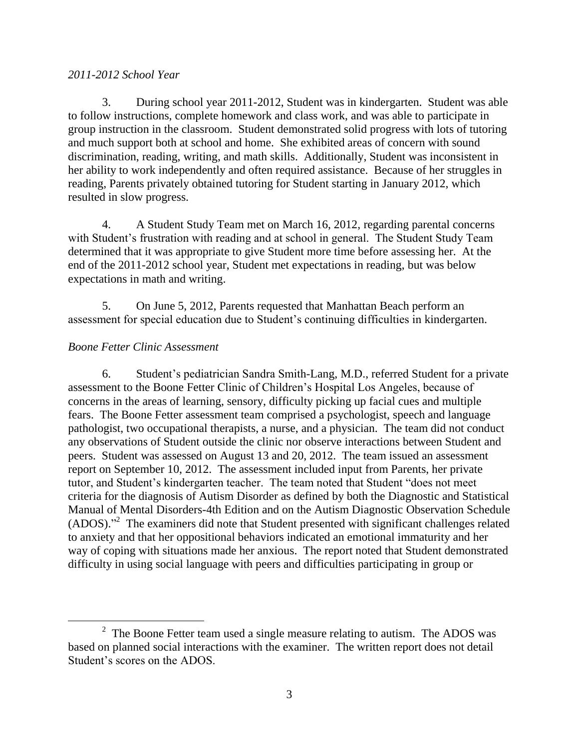*2011-2012 School Year*

3. During school year 2011-2012, Student was in kindergarten. Student was able to follow instructions, complete homework and class work, and was able to participate in group instruction in the classroom. Student demonstrated solid progress with lots of tutoring and much support both at school and home. She exhibited areas of concern with sound discrimination, reading, writing, and math skills. Additionally, Student was inconsistent in her ability to work independently and often required assistance. Because of her struggles in reading, Parents privately obtained tutoring for Student starting in January 2012, which resulted in slow progress.

4. A Student Study Team met on March 16, 2012, regarding parental concerns with Student's frustration with reading and at school in general. The Student Study Team determined that it was appropriate to give Student more time before assessing her. At the end of the 2011-2012 school year, Student met expectations in reading, but was below expectations in math and writing.

5. On June 5, 2012, Parents requested that Manhattan Beach perform an assessment for special education due to Student's continuing difficulties in kindergarten.

*Boone Fetter Clinic Assessment*

6. Student's pediatrician Sandra Smith-Lang, M.D., referred Student for a private assessment to the Boone Fetter Clinic of Children's Hospital Los Angeles, because of concerns in the areas of learning, sensory, difficulty picking up facial cues and multiple fears. The Boone Fetter assessment team comprised a psychologist, speech and language pathologist, two occupational therapists, a nurse, and a physician. The team did not conduct any observations of Student outside the clinic nor observe interactions between Student and peers. Student was assessed on August 13 and 20, 2012. The team issued an assessment report on September 10, 2012. The assessment included input from Parents, her private tutor, and Student's kindergarten teacher. The team noted that Student "does not meet criteria for the diagnosis of Autism Disorder as defined by both the Diagnostic and Statistical Manual of Mental Disorders-4th Edition and on the Autism Diagnostic Observation Schedule (ADOS)."[2] The examiners did note that Student presented with significant challenges related to anxiety and that her oppositional behaviors indicated an emotional immaturity and her way of coping with situations made her anxious. The report noted that Student demonstrated difficulty in using social language with peers and difficulties participating in group or

---

[2] The Boone Fetter team used a single measure relating to autism. The ADOS was based on planned social interactions with the examiner. The written report does not detail Student's scores on the ADOS.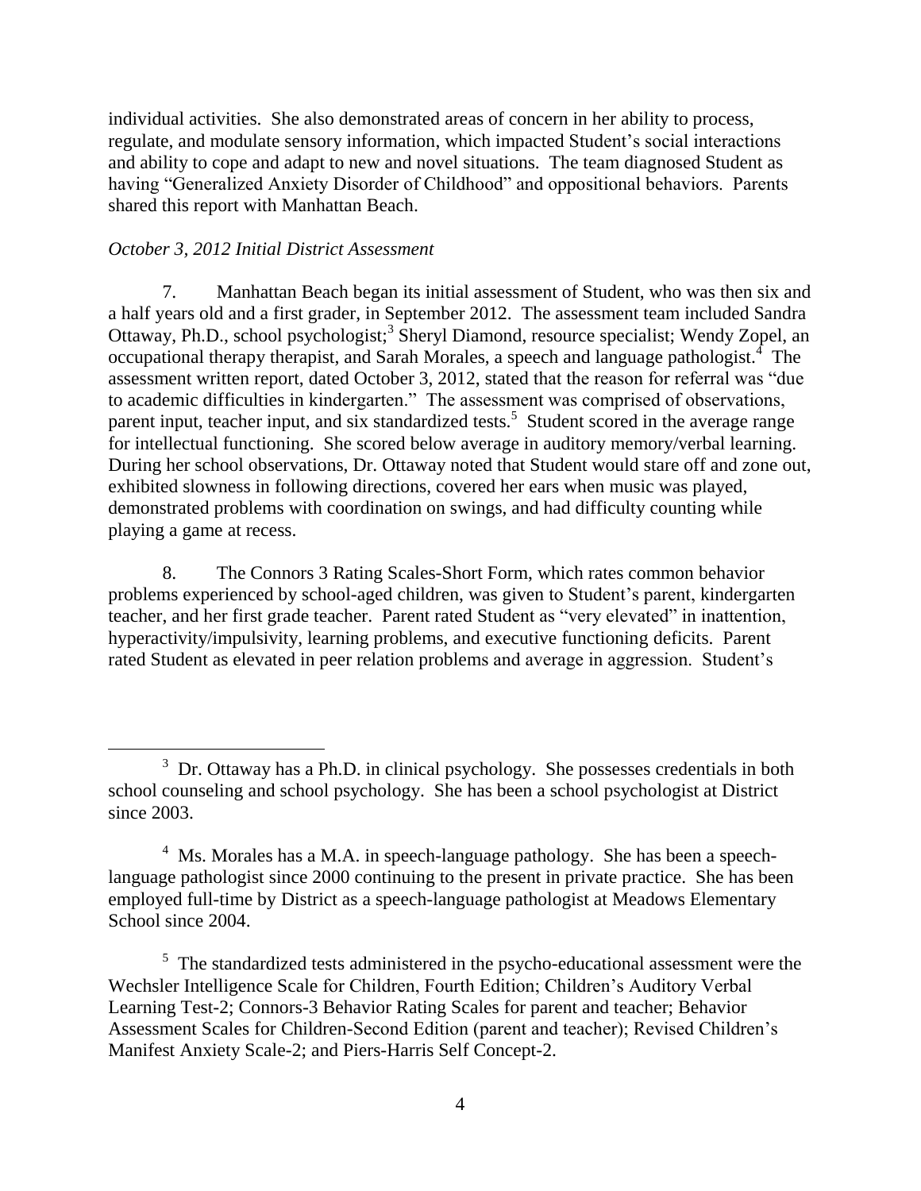individual activities. She also demonstrated areas of concern in her ability to process, regulate, and modulate sensory information, which impacted Student's social interactions and ability to cope and adapt to new and novel situations. The team diagnosed Student as having "Generalized Anxiety Disorder of Childhood" and oppositional behaviors. Parents shared this report with Manhattan Beach.

*October 3, 2012 Initial District Assessment*

7. Manhattan Beach began its initial assessment of Student, who was then six and a half years old and a first grader, in September 2012. The assessment team included Sandra Ottaway, Ph.D., school psychologist;[3] Sheryl Diamond, resource specialist; Wendy Zopel, an occupational therapy therapist, and Sarah Morales, a speech and language pathologist.[4] The assessment written report, dated October 3, 2012, stated that the reason for referral was "due to academic difficulties in kindergarten." The assessment was comprised of observations, parent input, teacher input, and six standardized tests.[5] Student scored in the average range for intellectual functioning. She scored below average in auditory memory/verbal learning. During her school observations, Dr. Ottaway noted that Student would stare off and zone out, exhibited slowness in following directions, covered her ears when music was played, demonstrated problems with coordination on swings, and had difficulty counting while playing a game at recess.

8. The Connors 3 Rating Scales-Short Form, which rates common behavior problems experienced by school-aged children, was given to Student's parent, kindergarten teacher, and her first grade teacher. Parent rated Student as "very elevated" in inattention, hyperactivity/impulsivity, learning problems, and executive functioning deficits. Parent rated Student as elevated in peer relation problems and average in aggression. Student's

---

[3] Dr. Ottaway has a Ph.D. in clinical psychology. She possesses credentials in both school counseling and school psychology. She has been a school psychologist at District since 2003.

[4] Ms. Morales has a M.A. in speech-language pathology. She has been a speech-language pathologist since 2000 continuing to the present in private practice. She has been employed full-time by District as a speech-language pathologist at Meadows Elementary School since 2004.

[5] The standardized tests administered in the psycho-educational assessment were the Wechsler Intelligence Scale for Children, Fourth Edition; Children's Auditory Verbal Learning Test-2; Connors-3 Behavior Rating Scales for parent and teacher; Behavior Assessment Scales for Children-Second Edition (parent and teacher); Revised Children's Manifest Anxiety Scale-2; and Piers-Harris Self Concept-2.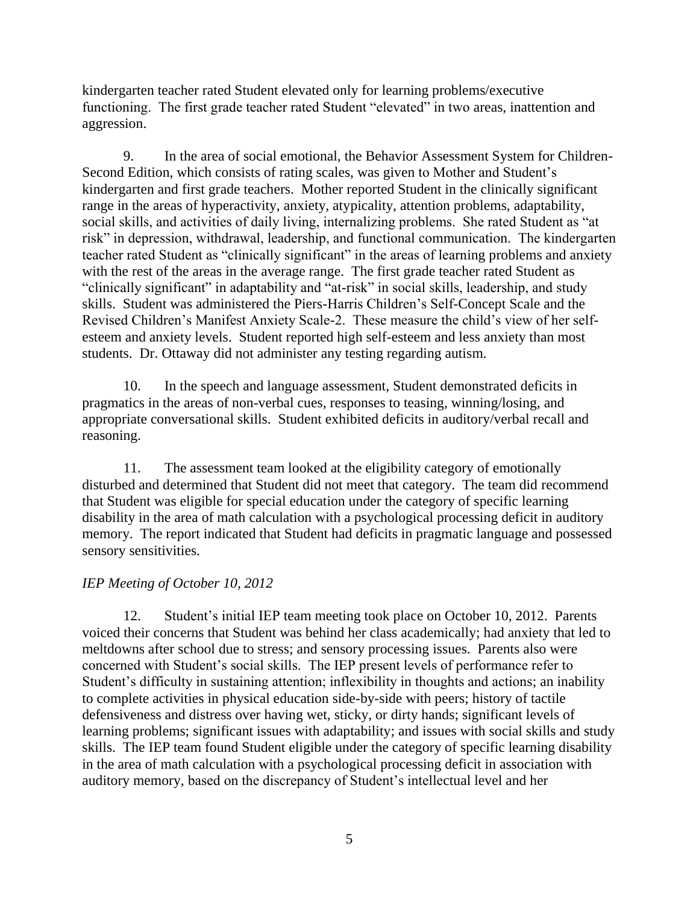kindergarten teacher rated Student elevated only for learning problems/executive functioning. The first grade teacher rated Student "elevated" in two areas, inattention and aggression.

9. In the area of social emotional, the Behavior Assessment System for Children-Second Edition, which consists of rating scales, was given to Mother and Student's kindergarten and first grade teachers. Mother reported Student in the clinically significant range in the areas of hyperactivity, anxiety, atypicality, attention problems, adaptability, social skills, and activities of daily living, internalizing problems. She rated Student as "at risk" in depression, withdrawal, leadership, and functional communication. The kindergarten teacher rated Student as "clinically significant" in the areas of learning problems and anxiety with the rest of the areas in the average range. The first grade teacher rated Student as "clinically significant" in adaptability and "at-risk" in social skills, leadership, and study skills. Student was administered the Piers-Harris Children's Self-Concept Scale and the Revised Children's Manifest Anxiety Scale-2. These measure the child's view of her self-esteem and anxiety levels. Student reported high self-esteem and less anxiety than most students. Dr. Ottaway did not administer any testing regarding autism.

10. In the speech and language assessment, Student demonstrated deficits in pragmatics in the areas of non-verbal cues, responses to teasing, winning/losing, and appropriate conversational skills. Student exhibited deficits in auditory/verbal recall and reasoning.

11. The assessment team looked at the eligibility category of emotionally disturbed and determined that Student did not meet that category. The team did recommend that Student was eligible for special education under the category of specific learning disability in the area of math calculation with a psychological processing deficit in auditory memory. The report indicated that Student had deficits in pragmatic language and possessed sensory sensitivities.

*IEP Meeting of October 10, 2012*

12. Student's initial IEP team meeting took place on October 10, 2012. Parents voiced their concerns that Student was behind her class academically; had anxiety that led to meltdowns after school due to stress; and sensory processing issues. Parents also were concerned with Student's social skills. The IEP present levels of performance refer to Student's difficulty in sustaining attention; inflexibility in thoughts and actions; an inability to complete activities in physical education side-by-side with peers; history of tactile defensiveness and distress over having wet, sticky, or dirty hands; significant levels of learning problems; significant issues with adaptability; and issues with social skills and study skills. The IEP team found Student eligible under the category of specific learning disability in the area of math calculation with a psychological processing deficit in association with auditory memory, based on the discrepancy of Student's intellectual level and her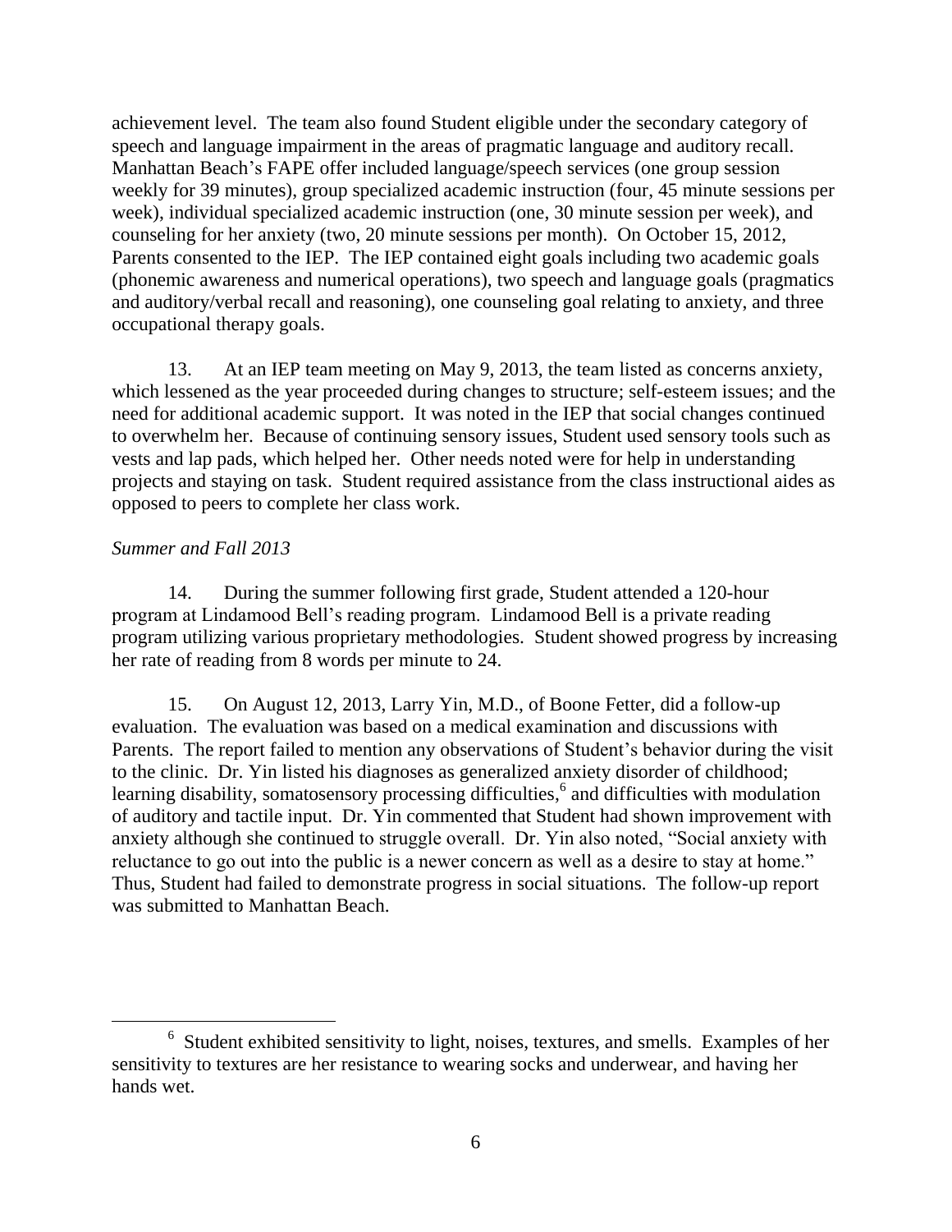achievement level. The team also found Student eligible under the secondary category of speech and language impairment in the areas of pragmatic language and auditory recall. Manhattan Beach's FAPE offer included language/speech services (one group session weekly for 39 minutes), group specialized academic instruction (four, 45 minute sessions per week), individual specialized academic instruction (one, 30 minute session per week), and counseling for her anxiety (two, 20 minute sessions per month). On October 15, 2012, Parents consented to the IEP. The IEP contained eight goals including two academic goals (phonemic awareness and numerical operations), two speech and language goals (pragmatics and auditory/verbal recall and reasoning), one counseling goal relating to anxiety, and three occupational therapy goals.

13. At an IEP team meeting on May 9, 2013, the team listed as concerns anxiety, which lessened as the year proceeded during changes to structure; self-esteem issues; and the need for additional academic support. It was noted in the IEP that social changes continued to overwhelm her. Because of continuing sensory issues, Student used sensory tools such as vests and lap pads, which helped her. Other needs noted were for help in understanding projects and staying on task. Student required assistance from the class instructional aides as opposed to peers to complete her class work.

*Summer and Fall 2013*

14. During the summer following first grade, Student attended a 120-hour program at Lindamood Bell's reading program. Lindamood Bell is a private reading program utilizing various proprietary methodologies. Student showed progress by increasing her rate of reading from 8 words per minute to 24.

15. On August 12, 2013, Larry Yin, M.D., of Boone Fetter, did a follow-up evaluation. The evaluation was based on a medical examination and discussions with Parents. The report failed to mention any observations of Student's behavior during the visit to the clinic. Dr. Yin listed his diagnoses as generalized anxiety disorder of childhood; learning disability, somatosensory processing difficulties,[6] and difficulties with modulation of auditory and tactile input. Dr. Yin commented that Student had shown improvement with anxiety although she continued to struggle overall. Dr. Yin also noted, "Social anxiety with reluctance to go out into the public is a newer concern as well as a desire to stay at home." Thus, Student had failed to demonstrate progress in social situations. The follow-up report was submitted to Manhattan Beach.

---

[6] Student exhibited sensitivity to light, noises, textures, and smells. Examples of her sensitivity to textures are her resistance to wearing socks and underwear, and having her hands wet.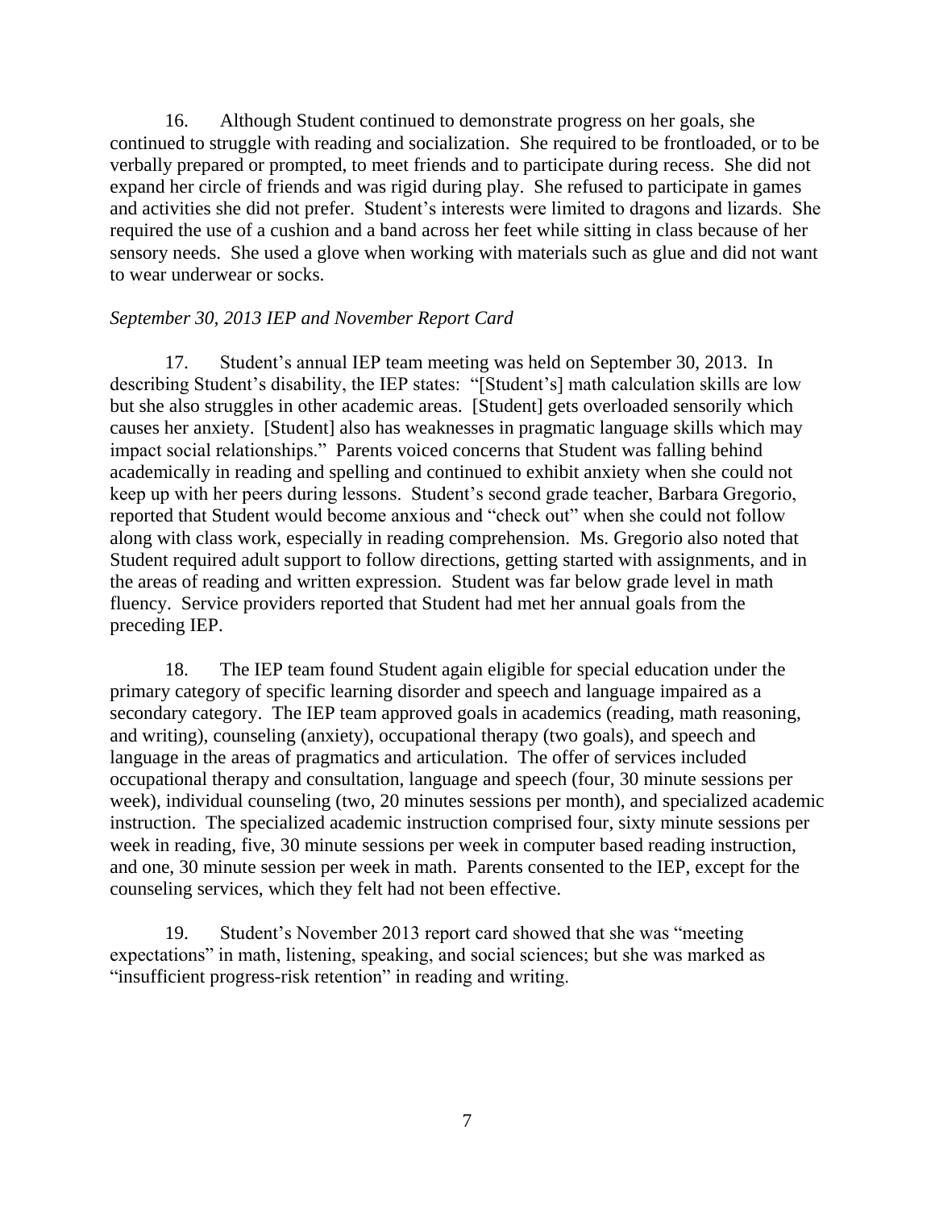16. Although Student continued to demonstrate progress on her goals, she continued to struggle with reading and socialization. She required to be frontloaded, or to be verbally prepared or prompted, to meet friends and to participate during recess. She did not expand her circle of friends and was rigid during play. She refused to participate in games and activities she did not prefer. Student's interests were limited to dragons and lizards. She required the use of a cushion and a band across her feet while sitting in class because of her sensory needs. She used a glove when working with materials such as glue and did not want to wear underwear or socks.

*September 30, 2013 IEP and November Report Card*

17. Student's annual IEP team meeting was held on September 30, 2013. In describing Student's disability, the IEP states: "[Student's] math calculation skills are low but she also struggles in other academic areas. [Student] gets overloaded sensorily which causes her anxiety. [Student] also has weaknesses in pragmatic language skills which may impact social relationships." Parents voiced concerns that Student was falling behind academically in reading and spelling and continued to exhibit anxiety when she could not keep up with her peers during lessons. Student's second grade teacher, Barbara Gregorio, reported that Student would become anxious and "check out" when she could not follow along with class work, especially in reading comprehension. Ms. Gregorio also noted that Student required adult support to follow directions, getting started with assignments, and in the areas of reading and written expression. Student was far below grade level in math fluency. Service providers reported that Student had met her annual goals from the preceding IEP.

18. The IEP team found Student again eligible for special education under the primary category of specific learning disorder and speech and language impaired as a secondary category. The IEP team approved goals in academics (reading, math reasoning, and writing), counseling (anxiety), occupational therapy (two goals), and speech and language in the areas of pragmatics and articulation. The offer of services included occupational therapy and consultation, language and speech (four, 30 minute sessions per week), individual counseling (two, 20 minutes sessions per month), and specialized academic instruction. The specialized academic instruction comprised four, sixty minute sessions per week in reading, five, 30 minute sessions per week in computer based reading instruction, and one, 30 minute session per week in math. Parents consented to the IEP, except for the counseling services, which they felt had not been effective.

19. Student's November 2013 report card showed that she was "meeting expectations" in math, listening, speaking, and social sciences; but she was marked as "insufficient progress-risk retention" in reading and writing.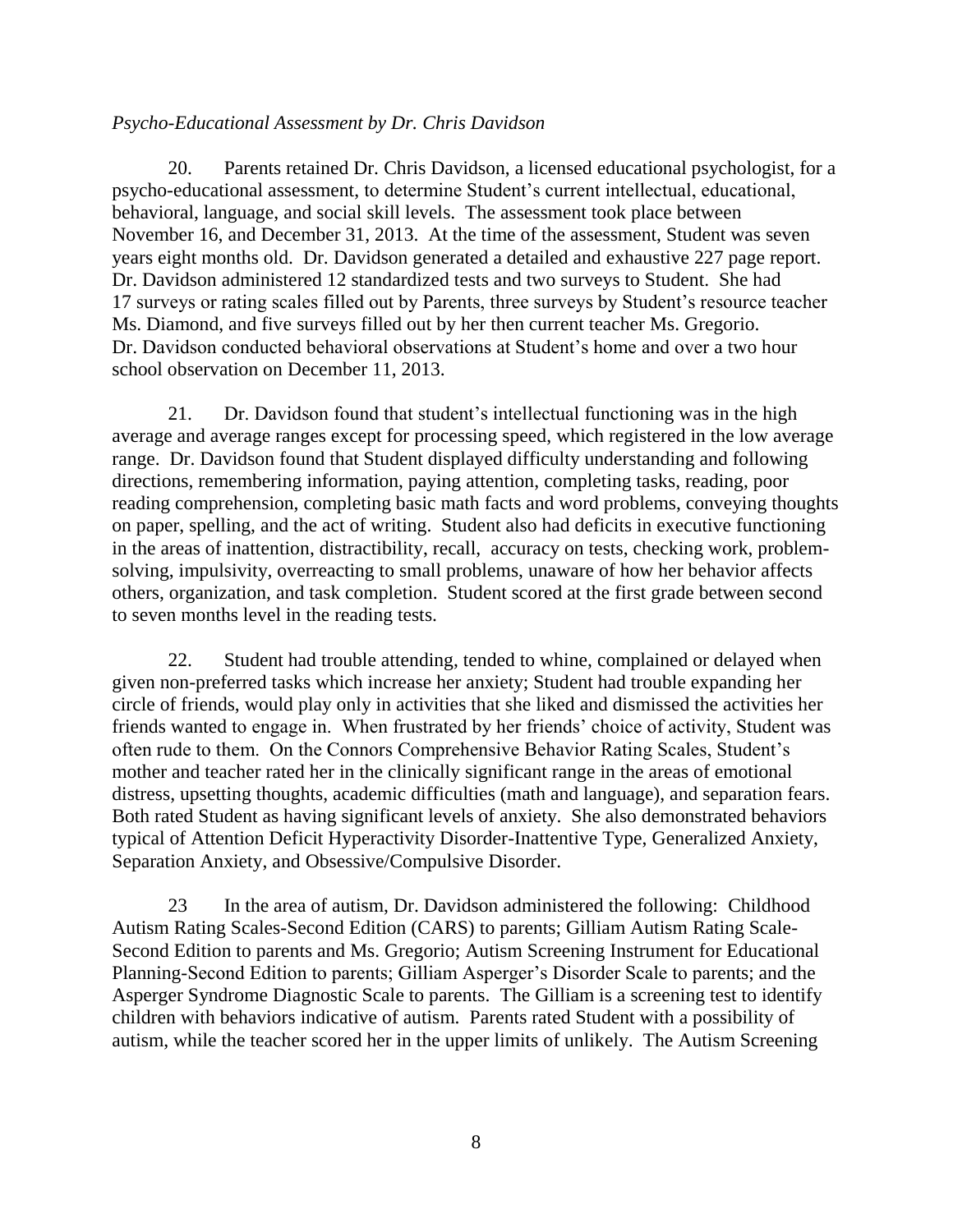*Psycho-Educational Assessment by Dr. Chris Davidson*

20. Parents retained Dr. Chris Davidson, a licensed educational psychologist, for a psycho-educational assessment, to determine Student's current intellectual, educational, behavioral, language, and social skill levels. The assessment took place between November 16, and December 31, 2013. At the time of the assessment, Student was seven years eight months old. Dr. Davidson generated a detailed and exhaustive 227 page report. Dr. Davidson administered 12 standardized tests and two surveys to Student. She had 17 surveys or rating scales filled out by Parents, three surveys by Student's resource teacher Ms. Diamond, and five surveys filled out by her then current teacher Ms. Gregorio. Dr. Davidson conducted behavioral observations at Student's home and over a two hour school observation on December 11, 2013.

21. Dr. Davidson found that student's intellectual functioning was in the high average and average ranges except for processing speed, which registered in the low average range. Dr. Davidson found that Student displayed difficulty understanding and following directions, remembering information, paying attention, completing tasks, reading, poor reading comprehension, completing basic math facts and word problems, conveying thoughts on paper, spelling, and the act of writing. Student also had deficits in executive functioning in the areas of inattention, distractibility, recall, accuracy on tests, checking work, problem-solving, impulsivity, overreacting to small problems, unaware of how her behavior affects others, organization, and task completion. Student scored at the first grade between second to seven months level in the reading tests.

22. Student had trouble attending, tended to whine, complained or delayed when given non-preferred tasks which increase her anxiety; Student had trouble expanding her circle of friends, would play only in activities that she liked and dismissed the activities her friends wanted to engage in. When frustrated by her friends' choice of activity, Student was often rude to them. On the Connors Comprehensive Behavior Rating Scales, Student's mother and teacher rated her in the clinically significant range in the areas of emotional distress, upsetting thoughts, academic difficulties (math and language), and separation fears. Both rated Student as having significant levels of anxiety. She also demonstrated behaviors typical of Attention Deficit Hyperactivity Disorder-Inattentive Type, Generalized Anxiety, Separation Anxiety, and Obsessive/Compulsive Disorder.

23 In the area of autism, Dr. Davidson administered the following: Childhood Autism Rating Scales-Second Edition (CARS) to parents; Gilliam Autism Rating Scale-Second Edition to parents and Ms. Gregorio; Autism Screening Instrument for Educational Planning-Second Edition to parents; Gilliam Asperger's Disorder Scale to parents; and the Asperger Syndrome Diagnostic Scale to parents. The Gilliam is a screening test to identify children with behaviors indicative of autism. Parents rated Student with a possibility of autism, while the teacher scored her in the upper limits of unlikely. The Autism Screening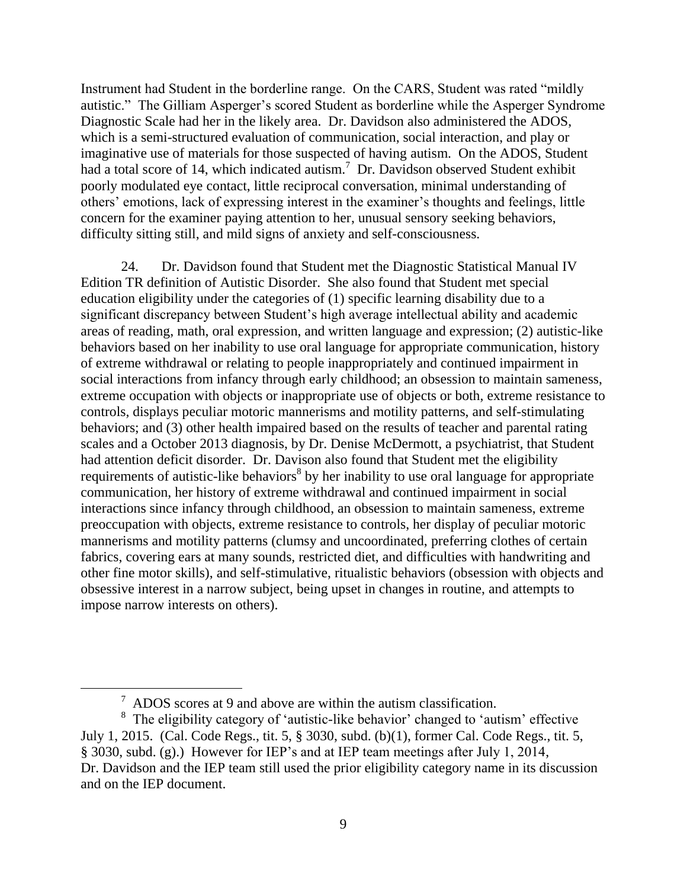Instrument had Student in the borderline range. On the CARS, Student was rated "mildly autistic." The Gilliam Asperger's scored Student as borderline while the Asperger Syndrome Diagnostic Scale had her in the likely area. Dr. Davidson also administered the ADOS, which is a semi-structured evaluation of communication, social interaction, and play or imaginative use of materials for those suspected of having autism. On the ADOS, Student had a total score of 14, which indicated autism.[7] Dr. Davidson observed Student exhibit poorly modulated eye contact, little reciprocal conversation, minimal understanding of others' emotions, lack of expressing interest in the examiner's thoughts and feelings, little concern for the examiner paying attention to her, unusual sensory seeking behaviors, difficulty sitting still, and mild signs of anxiety and self-consciousness.

24. Dr. Davidson found that Student met the Diagnostic Statistical Manual IV Edition TR definition of Autistic Disorder. She also found that Student met special education eligibility under the categories of (1) specific learning disability due to a significant discrepancy between Student's high average intellectual ability and academic areas of reading, math, oral expression, and written language and expression; (2) autistic-like behaviors based on her inability to use oral language for appropriate communication, history of extreme withdrawal or relating to people inappropriately and continued impairment in social interactions from infancy through early childhood; an obsession to maintain sameness, extreme occupation with objects or inappropriate use of objects or both, extreme resistance to controls, displays peculiar motoric mannerisms and motility patterns, and self-stimulating behaviors; and (3) other health impaired based on the results of teacher and parental rating scales and a October 2013 diagnosis, by Dr. Denise McDermott, a psychiatrist, that Student had attention deficit disorder. Dr. Davison also found that Student met the eligibility requirements of autistic-like behaviors[8] by her inability to use oral language for appropriate communication, her history of extreme withdrawal and continued impairment in social interactions since infancy through childhood, an obsession to maintain sameness, extreme preoccupation with objects, extreme resistance to controls, her display of peculiar motoric mannerisms and motility patterns (clumsy and uncoordinated, preferring clothes of certain fabrics, covering ears at many sounds, restricted diet, and difficulties with handwriting and other fine motor skills), and self-stimulative, ritualistic behaviors (obsession with objects and obsessive interest in a narrow subject, being upset in changes in routine, and attempts to impose narrow interests on others).

---

[7] ADOS scores at 9 and above are within the autism classification.

[8] The eligibility category of 'autistic-like behavior' changed to 'autism' effective July 1, 2015. (Cal. Code Regs., tit. 5, § 3030, subd. (b)(1), former Cal. Code Regs., tit. 5, § 3030, subd. (g).) However for IEP's and at IEP team meetings after July 1, 2014, Dr. Davidson and the IEP team still used the prior eligibility category name in its discussion and on the IEP document.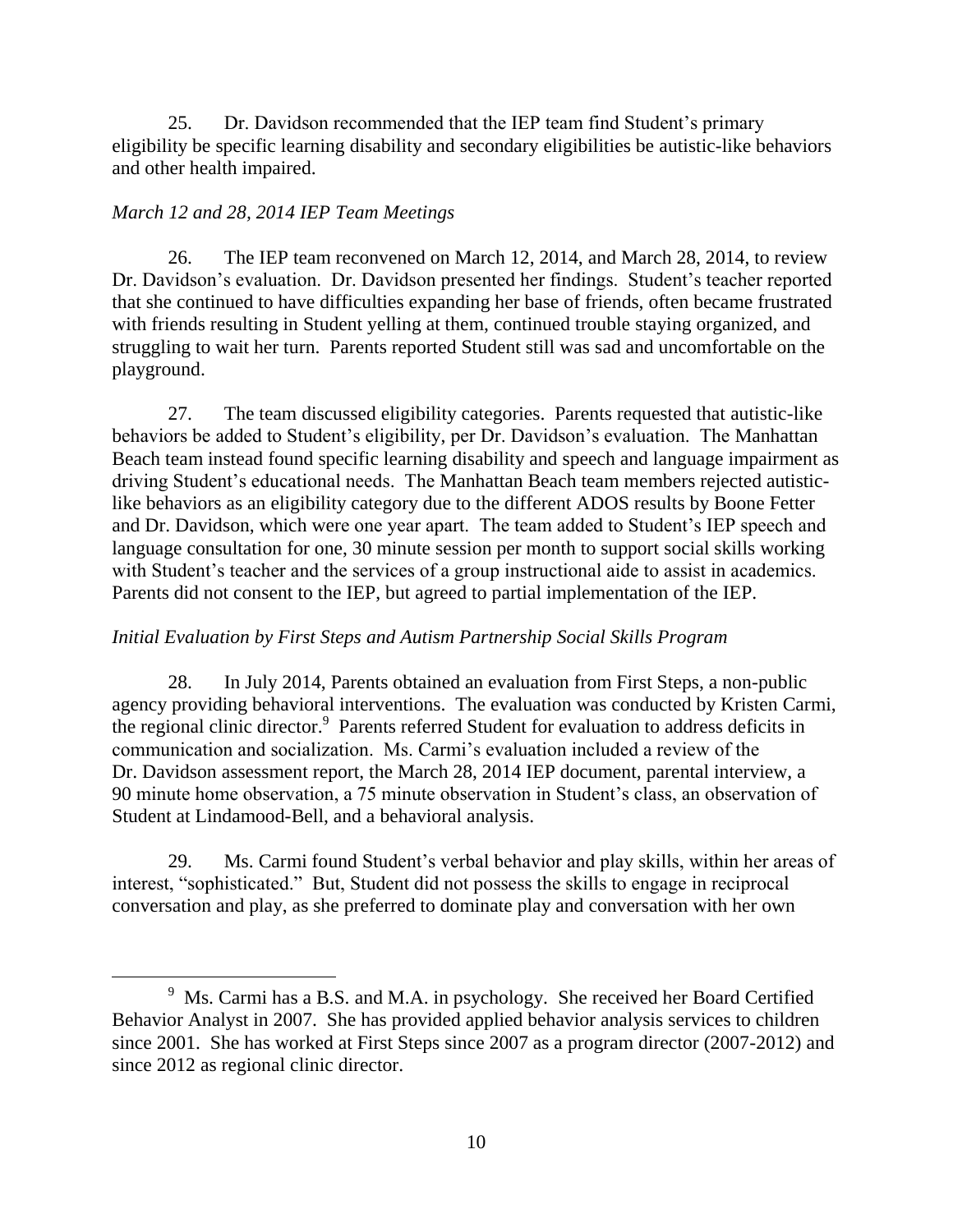25. Dr. Davidson recommended that the IEP team find Student's primary eligibility be specific learning disability and secondary eligibilities be autistic-like behaviors and other health impaired.

*March 12 and 28, 2014 IEP Team Meetings*

26. The IEP team reconvened on March 12, 2014, and March 28, 2014, to review Dr. Davidson's evaluation. Dr. Davidson presented her findings. Student's teacher reported that she continued to have difficulties expanding her base of friends, often became frustrated with friends resulting in Student yelling at them, continued trouble staying organized, and struggling to wait her turn. Parents reported Student still was sad and uncomfortable on the playground.

27. The team discussed eligibility categories. Parents requested that autistic-like behaviors be added to Student's eligibility, per Dr. Davidson's evaluation. The Manhattan Beach team instead found specific learning disability and speech and language impairment as driving Student's educational needs. The Manhattan Beach team members rejected autistic-like behaviors as an eligibility category due to the different ADOS results by Boone Fetter and Dr. Davidson, which were one year apart. The team added to Student's IEP speech and language consultation for one, 30 minute session per month to support social skills working with Student's teacher and the services of a group instructional aide to assist in academics. Parents did not consent to the IEP, but agreed to partial implementation of the IEP.

*Initial Evaluation by First Steps and Autism Partnership Social Skills Program*

28. In July 2014, Parents obtained an evaluation from First Steps, a non-public agency providing behavioral interventions. The evaluation was conducted by Kristen Carmi, the regional clinic director.[9] Parents referred Student for evaluation to address deficits in communication and socialization. Ms. Carmi's evaluation included a review of the Dr. Davidson assessment report, the March 28, 2014 IEP document, parental interview, a 90 minute home observation, a 75 minute observation in Student's class, an observation of Student at Lindamood-Bell, and a behavioral analysis.

29. Ms. Carmi found Student's verbal behavior and play skills, within her areas of interest, "sophisticated." But, Student did not possess the skills to engage in reciprocal conversation and play, as she preferred to dominate play and conversation with her own

---

[9] Ms. Carmi has a B.S. and M.A. in psychology. She received her Board Certified Behavior Analyst in 2007. She has provided applied behavior analysis services to children since 2001. She has worked at First Steps since 2007 as a program director (2007-2012) and since 2012 as regional clinic director.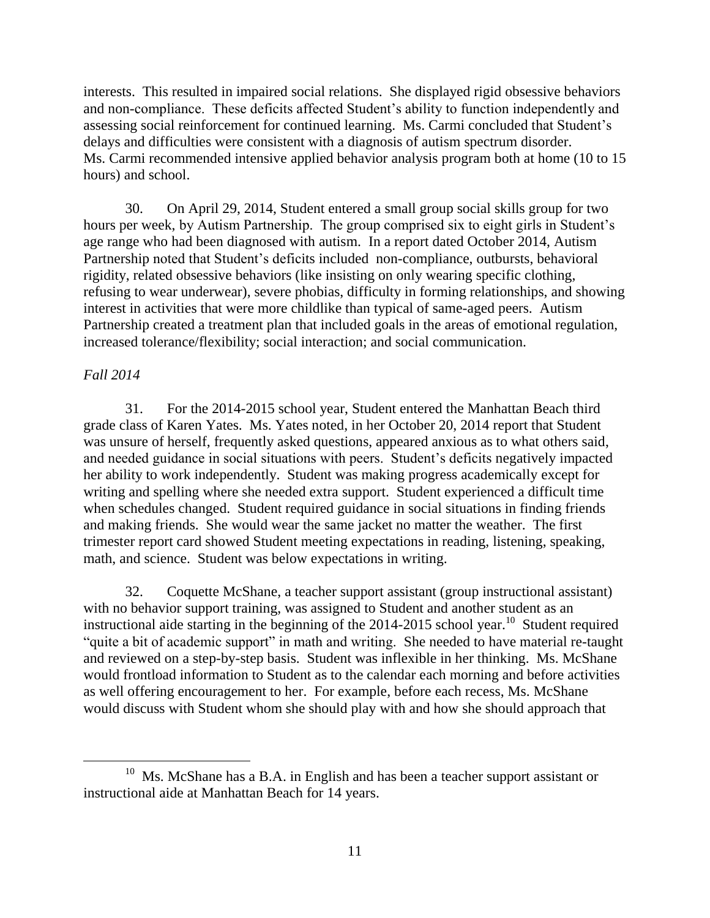interests. This resulted in impaired social relations. She displayed rigid obsessive behaviors and non-compliance. These deficits affected Student's ability to function independently and assessing social reinforcement for continued learning. Ms. Carmi concluded that Student's delays and difficulties were consistent with a diagnosis of autism spectrum disorder. Ms. Carmi recommended intensive applied behavior analysis program both at home (10 to 15 hours) and school.

30. On April 29, 2014, Student entered a small group social skills group for two hours per week, by Autism Partnership. The group comprised six to eight girls in Student's age range who had been diagnosed with autism. In a report dated October 2014, Autism Partnership noted that Student's deficits included non-compliance, outbursts, behavioral rigidity, related obsessive behaviors (like insisting on only wearing specific clothing, refusing to wear underwear), severe phobias, difficulty in forming relationships, and showing interest in activities that were more childlike than typical of same-aged peers. Autism Partnership created a treatment plan that included goals in the areas of emotional regulation, increased tolerance/flexibility; social interaction; and social communication.

*Fall 2014*

31. For the 2014-2015 school year, Student entered the Manhattan Beach third grade class of Karen Yates. Ms. Yates noted, in her October 20, 2014 report that Student was unsure of herself, frequently asked questions, appeared anxious as to what others said, and needed guidance in social situations with peers. Student's deficits negatively impacted her ability to work independently. Student was making progress academically except for writing and spelling where she needed extra support. Student experienced a difficult time when schedules changed. Student required guidance in social situations in finding friends and making friends. She would wear the same jacket no matter the weather. The first trimester report card showed Student meeting expectations in reading, listening, speaking, math, and science. Student was below expectations in writing.

32. Coquette McShane, a teacher support assistant (group instructional assistant) with no behavior support training, was assigned to Student and another student as an instructional aide starting in the beginning of the 2014-2015 school year.[10] Student required "quite a bit of academic support" in math and writing. She needed to have material re-taught and reviewed on a step-by-step basis. Student was inflexible in her thinking. Ms. McShane would frontload information to Student as to the calendar each morning and before activities as well offering encouragement to her. For example, before each recess, Ms. McShane would discuss with Student whom she should play with and how she should approach that

[10] Ms. McShane has a B.A. in English and has been a teacher support assistant or instructional aide at Manhattan Beach for 14 years.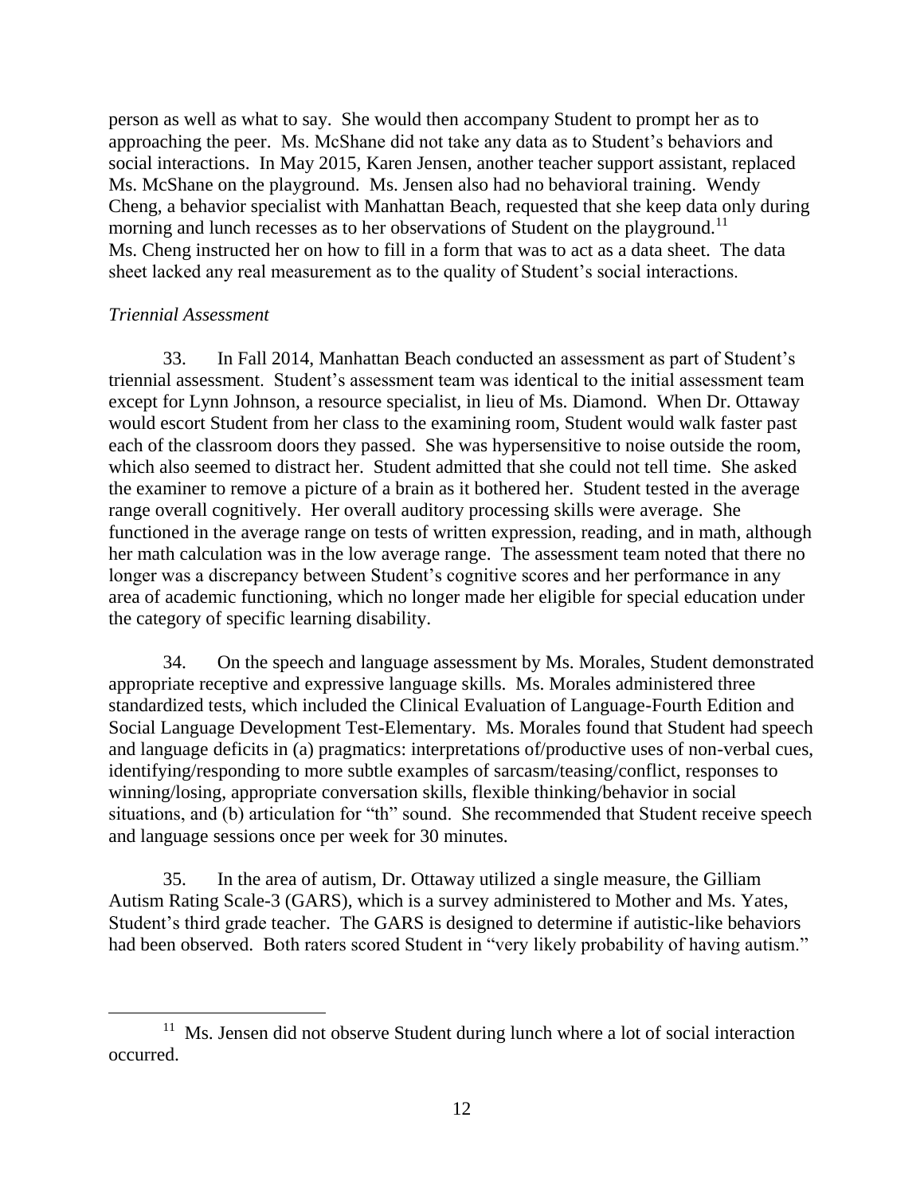person as well as what to say. She would then accompany Student to prompt her as to approaching the peer. Ms. McShane did not take any data as to Student's behaviors and social interactions. In May 2015, Karen Jensen, another teacher support assistant, replaced Ms. McShane on the playground. Ms. Jensen also had no behavioral training. Wendy Cheng, a behavior specialist with Manhattan Beach, requested that she keep data only during morning and lunch recesses as to her observations of Student on the playground.[11] Ms. Cheng instructed her on how to fill in a form that was to act as a data sheet. The data sheet lacked any real measurement as to the quality of Student's social interactions.

*Triennial Assessment*

33. In Fall 2014, Manhattan Beach conducted an assessment as part of Student's triennial assessment. Student's assessment team was identical to the initial assessment team except for Lynn Johnson, a resource specialist, in lieu of Ms. Diamond. When Dr. Ottaway would escort Student from her class to the examining room, Student would walk faster past each of the classroom doors they passed. She was hypersensitive to noise outside the room, which also seemed to distract her. Student admitted that she could not tell time. She asked the examiner to remove a picture of a brain as it bothered her. Student tested in the average range overall cognitively. Her overall auditory processing skills were average. She functioned in the average range on tests of written expression, reading, and in math, although her math calculation was in the low average range. The assessment team noted that there no longer was a discrepancy between Student's cognitive scores and her performance in any area of academic functioning, which no longer made her eligible for special education under the category of specific learning disability.

34. On the speech and language assessment by Ms. Morales, Student demonstrated appropriate receptive and expressive language skills. Ms. Morales administered three standardized tests, which included the Clinical Evaluation of Language-Fourth Edition and Social Language Development Test-Elementary. Ms. Morales found that Student had speech and language deficits in (a) pragmatics: interpretations of/productive uses of non-verbal cues, identifying/responding to more subtle examples of sarcasm/teasing/conflict, responses to winning/losing, appropriate conversation skills, flexible thinking/behavior in social situations, and (b) articulation for "th" sound. She recommended that Student receive speech and language sessions once per week for 30 minutes.

35. In the area of autism, Dr. Ottaway utilized a single measure, the Gilliam Autism Rating Scale-3 (GARS), which is a survey administered to Mother and Ms. Yates, Student's third grade teacher. The GARS is designed to determine if autistic-like behaviors had been observed. Both raters scored Student in "very likely probability of having autism."

[11] Ms. Jensen did not observe Student during lunch where a lot of social interaction occurred.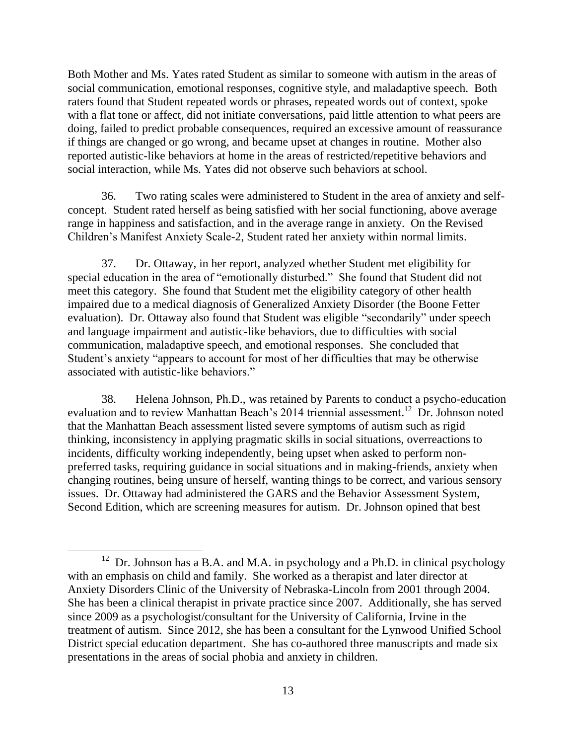Both Mother and Ms. Yates rated Student as similar to someone with autism in the areas of social communication, emotional responses, cognitive style, and maladaptive speech. Both raters found that Student repeated words or phrases, repeated words out of context, spoke with a flat tone or affect, did not initiate conversations, paid little attention to what peers are doing, failed to predict probable consequences, required an excessive amount of reassurance if things are changed or go wrong, and became upset at changes in routine. Mother also reported autistic-like behaviors at home in the areas of restricted/repetitive behaviors and social interaction, while Ms. Yates did not observe such behaviors at school.

36. Two rating scales were administered to Student in the area of anxiety and self-concept. Student rated herself as being satisfied with her social functioning, above average range in happiness and satisfaction, and in the average range in anxiety. On the Revised Children's Manifest Anxiety Scale-2, Student rated her anxiety within normal limits.

37. Dr. Ottaway, in her report, analyzed whether Student met eligibility for special education in the area of "emotionally disturbed." She found that Student did not meet this category. She found that Student met the eligibility category of other health impaired due to a medical diagnosis of Generalized Anxiety Disorder (the Boone Fetter evaluation). Dr. Ottaway also found that Student was eligible "secondarily" under speech and language impairment and autistic-like behaviors, due to difficulties with social communication, maladaptive speech, and emotional responses. She concluded that Student's anxiety "appears to account for most of her difficulties that may be otherwise associated with autistic-like behaviors."

38. Helena Johnson, Ph.D., was retained by Parents to conduct a psycho-education evaluation and to review Manhattan Beach's 2014 triennial assessment.[12] Dr. Johnson noted that the Manhattan Beach assessment listed severe symptoms of autism such as rigid thinking, inconsistency in applying pragmatic skills in social situations, overreactions to incidents, difficulty working independently, being upset when asked to perform non-preferred tasks, requiring guidance in social situations and in making-friends, anxiety when changing routines, being unsure of herself, wanting things to be correct, and various sensory issues. Dr. Ottaway had administered the GARS and the Behavior Assessment System, Second Edition, which are screening measures for autism. Dr. Johnson opined that best

---

[12] Dr. Johnson has a B.A. and M.A. in psychology and a Ph.D. in clinical psychology with an emphasis on child and family. She worked as a therapist and later director at Anxiety Disorders Clinic of the University of Nebraska-Lincoln from 2001 through 2004. She has been a clinical therapist in private practice since 2007. Additionally, she has served since 2009 as a psychologist/consultant for the University of California, Irvine in the treatment of autism. Since 2012, she has been a consultant for the Lynwood Unified School District special education department. She has co-authored three manuscripts and made six presentations in the areas of social phobia and anxiety in children.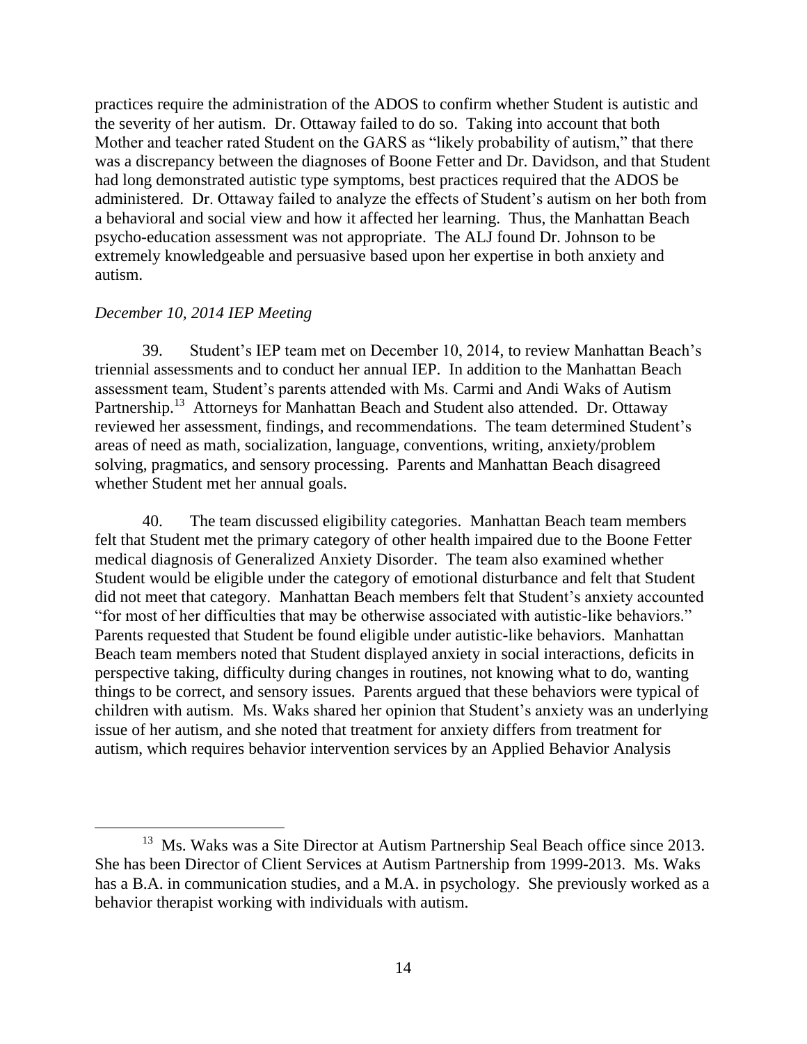practices require the administration of the ADOS to confirm whether Student is autistic and the severity of her autism. Dr. Ottaway failed to do so. Taking into account that both Mother and teacher rated Student on the GARS as "likely probability of autism," that there was a discrepancy between the diagnoses of Boone Fetter and Dr. Davidson, and that Student had long demonstrated autistic type symptoms, best practices required that the ADOS be administered. Dr. Ottaway failed to analyze the effects of Student's autism on her both from a behavioral and social view and how it affected her learning. Thus, the Manhattan Beach psycho-education assessment was not appropriate. The ALJ found Dr. Johnson to be extremely knowledgeable and persuasive based upon her expertise in both anxiety and autism.

*December 10, 2014 IEP Meeting*

39. Student's IEP team met on December 10, 2014, to review Manhattan Beach's triennial assessments and to conduct her annual IEP. In addition to the Manhattan Beach assessment team, Student's parents attended with Ms. Carmi and Andi Waks of Autism Partnership.[13] Attorneys for Manhattan Beach and Student also attended. Dr. Ottaway reviewed her assessment, findings, and recommendations. The team determined Student's areas of need as math, socialization, language, conventions, writing, anxiety/problem solving, pragmatics, and sensory processing. Parents and Manhattan Beach disagreed whether Student met her annual goals.

40. The team discussed eligibility categories. Manhattan Beach team members felt that Student met the primary category of other health impaired due to the Boone Fetter medical diagnosis of Generalized Anxiety Disorder. The team also examined whether Student would be eligible under the category of emotional disturbance and felt that Student did not meet that category. Manhattan Beach members felt that Student's anxiety accounted "for most of her difficulties that may be otherwise associated with autistic-like behaviors." Parents requested that Student be found eligible under autistic-like behaviors. Manhattan Beach team members noted that Student displayed anxiety in social interactions, deficits in perspective taking, difficulty during changes in routines, not knowing what to do, wanting things to be correct, and sensory issues. Parents argued that these behaviors were typical of children with autism. Ms. Waks shared her opinion that Student's anxiety was an underlying issue of her autism, and she noted that treatment for anxiety differs from treatment for autism, which requires behavior intervention services by an Applied Behavior Analysis

---

[13] Ms. Waks was a Site Director at Autism Partnership Seal Beach office since 2013. She has been Director of Client Services at Autism Partnership from 1999-2013. Ms. Waks has a B.A. in communication studies, and a M.A. in psychology. She previously worked as a behavior therapist working with individuals with autism.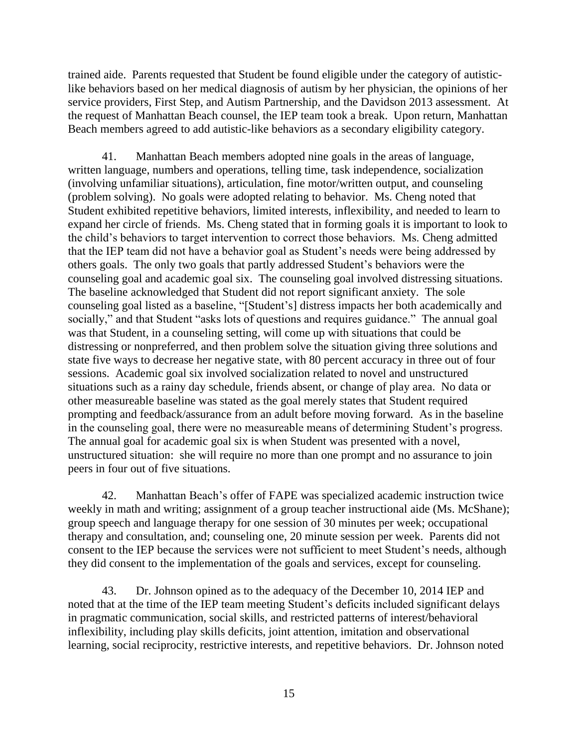trained aide. Parents requested that Student be found eligible under the category of autistic-like behaviors based on her medical diagnosis of autism by her physician, the opinions of her service providers, First Step, and Autism Partnership, and the Davidson 2013 assessment. At the request of Manhattan Beach counsel, the IEP team took a break. Upon return, Manhattan Beach members agreed to add autistic-like behaviors as a secondary eligibility category.

41. Manhattan Beach members adopted nine goals in the areas of language, written language, numbers and operations, telling time, task independence, socialization (involving unfamiliar situations), articulation, fine motor/written output, and counseling (problem solving). No goals were adopted relating to behavior. Ms. Cheng noted that Student exhibited repetitive behaviors, limited interests, inflexibility, and needed to learn to expand her circle of friends. Ms. Cheng stated that in forming goals it is important to look to the child's behaviors to target intervention to correct those behaviors. Ms. Cheng admitted that the IEP team did not have a behavior goal as Student's needs were being addressed by others goals. The only two goals that partly addressed Student's behaviors were the counseling goal and academic goal six. The counseling goal involved distressing situations. The baseline acknowledged that Student did not report significant anxiety. The sole counseling goal listed as a baseline, "[Student's] distress impacts her both academically and socially," and that Student "asks lots of questions and requires guidance." The annual goal was that Student, in a counseling setting, will come up with situations that could be distressing or nonpreferred, and then problem solve the situation giving three solutions and state five ways to decrease her negative state, with 80 percent accuracy in three out of four sessions. Academic goal six involved socialization related to novel and unstructured situations such as a rainy day schedule, friends absent, or change of play area. No data or other measureable baseline was stated as the goal merely states that Student required prompting and feedback/assurance from an adult before moving forward. As in the baseline in the counseling goal, there were no measureable means of determining Student's progress. The annual goal for academic goal six is when Student was presented with a novel, unstructured situation: she will require no more than one prompt and no assurance to join peers in four out of five situations.

42. Manhattan Beach's offer of FAPE was specialized academic instruction twice weekly in math and writing; assignment of a group teacher instructional aide (Ms. McShane); group speech and language therapy for one session of 30 minutes per week; occupational therapy and consultation, and; counseling one, 20 minute session per week. Parents did not consent to the IEP because the services were not sufficient to meet Student's needs, although they did consent to the implementation of the goals and services, except for counseling.

43. Dr. Johnson opined as to the adequacy of the December 10, 2014 IEP and noted that at the time of the IEP team meeting Student's deficits included significant delays in pragmatic communication, social skills, and restricted patterns of interest/behavioral inflexibility, including play skills deficits, joint attention, imitation and observational learning, social reciprocity, restrictive interests, and repetitive behaviors. Dr. Johnson noted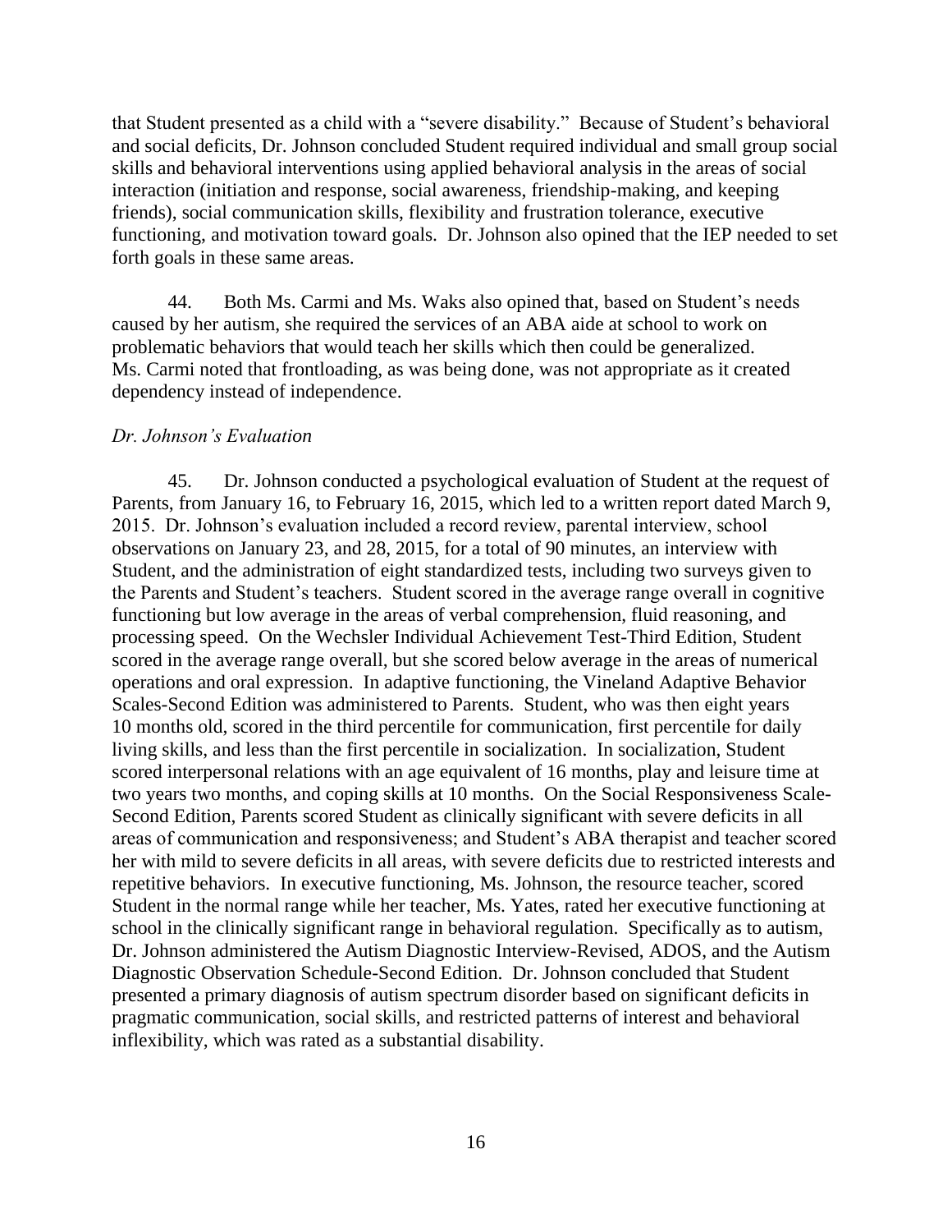that Student presented as a child with a "severe disability." Because of Student's behavioral and social deficits, Dr. Johnson concluded Student required individual and small group social skills and behavioral interventions using applied behavioral analysis in the areas of social interaction (initiation and response, social awareness, friendship-making, and keeping friends), social communication skills, flexibility and frustration tolerance, executive functioning, and motivation toward goals. Dr. Johnson also opined that the IEP needed to set forth goals in these same areas.

44. Both Ms. Carmi and Ms. Waks also opined that, based on Student's needs caused by her autism, she required the services of an ABA aide at school to work on problematic behaviors that would teach her skills which then could be generalized. Ms. Carmi noted that frontloading, as was being done, was not appropriate as it created dependency instead of independence.

*Dr. Johnson's Evaluation*

45. Dr. Johnson conducted a psychological evaluation of Student at the request of Parents, from January 16, to February 16, 2015, which led to a written report dated March 9, 2015. Dr. Johnson's evaluation included a record review, parental interview, school observations on January 23, and 28, 2015, for a total of 90 minutes, an interview with Student, and the administration of eight standardized tests, including two surveys given to the Parents and Student's teachers. Student scored in the average range overall in cognitive functioning but low average in the areas of verbal comprehension, fluid reasoning, and processing speed. On the Wechsler Individual Achievement Test-Third Edition, Student scored in the average range overall, but she scored below average in the areas of numerical operations and oral expression. In adaptive functioning, the Vineland Adaptive Behavior Scales-Second Edition was administered to Parents. Student, who was then eight years 10 months old, scored in the third percentile for communication, first percentile for daily living skills, and less than the first percentile in socialization. In socialization, Student scored interpersonal relations with an age equivalent of 16 months, play and leisure time at two years two months, and coping skills at 10 months. On the Social Responsiveness Scale-Second Edition, Parents scored Student as clinically significant with severe deficits in all areas of communication and responsiveness; and Student's ABA therapist and teacher scored her with mild to severe deficits in all areas, with severe deficits due to restricted interests and repetitive behaviors. In executive functioning, Ms. Johnson, the resource teacher, scored Student in the normal range while her teacher, Ms. Yates, rated her executive functioning at school in the clinically significant range in behavioral regulation. Specifically as to autism, Dr. Johnson administered the Autism Diagnostic Interview-Revised, ADOS, and the Autism Diagnostic Observation Schedule-Second Edition. Dr. Johnson concluded that Student presented a primary diagnosis of autism spectrum disorder based on significant deficits in pragmatic communication, social skills, and restricted patterns of interest and behavioral inflexibility, which was rated as a substantial disability.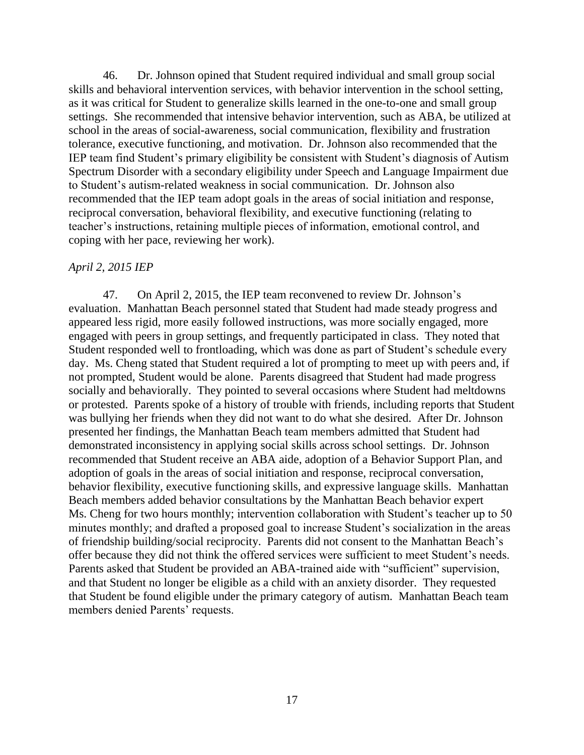46. Dr. Johnson opined that Student required individual and small group social skills and behavioral intervention services, with behavior intervention in the school setting, as it was critical for Student to generalize skills learned in the one-to-one and small group settings. She recommended that intensive behavior intervention, such as ABA, be utilized at school in the areas of social-awareness, social communication, flexibility and frustration tolerance, executive functioning, and motivation. Dr. Johnson also recommended that the IEP team find Student's primary eligibility be consistent with Student's diagnosis of Autism Spectrum Disorder with a secondary eligibility under Speech and Language Impairment due to Student's autism-related weakness in social communication. Dr. Johnson also recommended that the IEP team adopt goals in the areas of social initiation and response, reciprocal conversation, behavioral flexibility, and executive functioning (relating to teacher's instructions, retaining multiple pieces of information, emotional control, and coping with her pace, reviewing her work).

*April 2, 2015 IEP*

47. On April 2, 2015, the IEP team reconvened to review Dr. Johnson's evaluation. Manhattan Beach personnel stated that Student had made steady progress and appeared less rigid, more easily followed instructions, was more socially engaged, more engaged with peers in group settings, and frequently participated in class. They noted that Student responded well to frontloading, which was done as part of Student's schedule every day. Ms. Cheng stated that Student required a lot of prompting to meet up with peers and, if not prompted, Student would be alone. Parents disagreed that Student had made progress socially and behaviorally. They pointed to several occasions where Student had meltdowns or protested. Parents spoke of a history of trouble with friends, including reports that Student was bullying her friends when they did not want to do what she desired. After Dr. Johnson presented her findings, the Manhattan Beach team members admitted that Student had demonstrated inconsistency in applying social skills across school settings. Dr. Johnson recommended that Student receive an ABA aide, adoption of a Behavior Support Plan, and adoption of goals in the areas of social initiation and response, reciprocal conversation, behavior flexibility, executive functioning skills, and expressive language skills. Manhattan Beach members added behavior consultations by the Manhattan Beach behavior expert Ms. Cheng for two hours monthly; intervention collaboration with Student's teacher up to 50 minutes monthly; and drafted a proposed goal to increase Student's socialization in the areas of friendship building/social reciprocity. Parents did not consent to the Manhattan Beach's offer because they did not think the offered services were sufficient to meet Student's needs. Parents asked that Student be provided an ABA-trained aide with "sufficient" supervision, and that Student no longer be eligible as a child with an anxiety disorder. They requested that Student be found eligible under the primary category of autism. Manhattan Beach team members denied Parents' requests.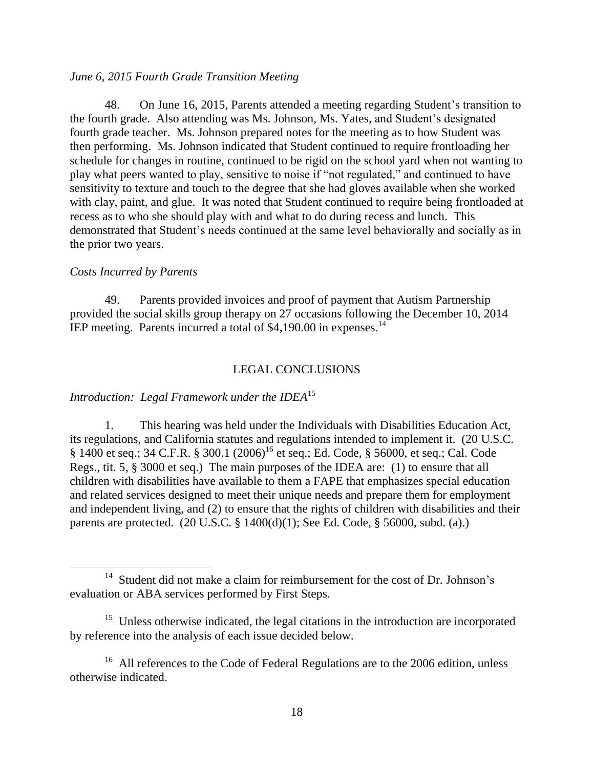*June 6, 2015 Fourth Grade Transition Meeting*

48. On June 16, 2015, Parents attended a meeting regarding Student's transition to the fourth grade. Also attending was Ms. Johnson, Ms. Yates, and Student's designated fourth grade teacher. Ms. Johnson prepared notes for the meeting as to how Student was then performing. Ms. Johnson indicated that Student continued to require frontloading her schedule for changes in routine, continued to be rigid on the school yard when not wanting to play what peers wanted to play, sensitive to noise if "not regulated," and continued to have sensitivity to texture and touch to the degree that she had gloves available when she worked with clay, paint, and glue. It was noted that Student continued to require being frontloaded at recess as to who she should play with and what to do during recess and lunch. This demonstrated that Student's needs continued at the same level behaviorally and socially as in the prior two years.

*Costs Incurred by Parents*

49. Parents provided invoices and proof of payment that Autism Partnership provided the social skills group therapy on 27 occasions following the December 10, 2014 IEP meeting. Parents incurred a total of $4,190.00 in expenses.[14]

## LEGAL CONCLUSIONS

*Introduction: Legal Framework under the IDEA*[15]

1. This hearing was held under the Individuals with Disabilities Education Act, its regulations, and California statutes and regulations intended to implement it. (20 U.S.C. § 1400 et seq.; 34 C.F.R. § 300.1 (2006)[16] et seq.; Ed. Code, § 56000, et seq.; Cal. Code Regs., tit. 5, § 3000 et seq.) The main purposes of the IDEA are: (1) to ensure that all children with disabilities have available to them a FAPE that emphasizes special education and related services designed to meet their unique needs and prepare them for employment and independent living, and (2) to ensure that the rights of children with disabilities and their parents are protected. (20 U.S.C. § 1400(d)(1); See Ed. Code, § 56000, subd. (a).)

---

[14] Student did not make a claim for reimbursement for the cost of Dr. Johnson's evaluation or ABA services performed by First Steps.

[15] Unless otherwise indicated, the legal citations in the introduction are incorporated by reference into the analysis of each issue decided below.

[16] All references to the Code of Federal Regulations are to the 2006 edition, unless otherwise indicated.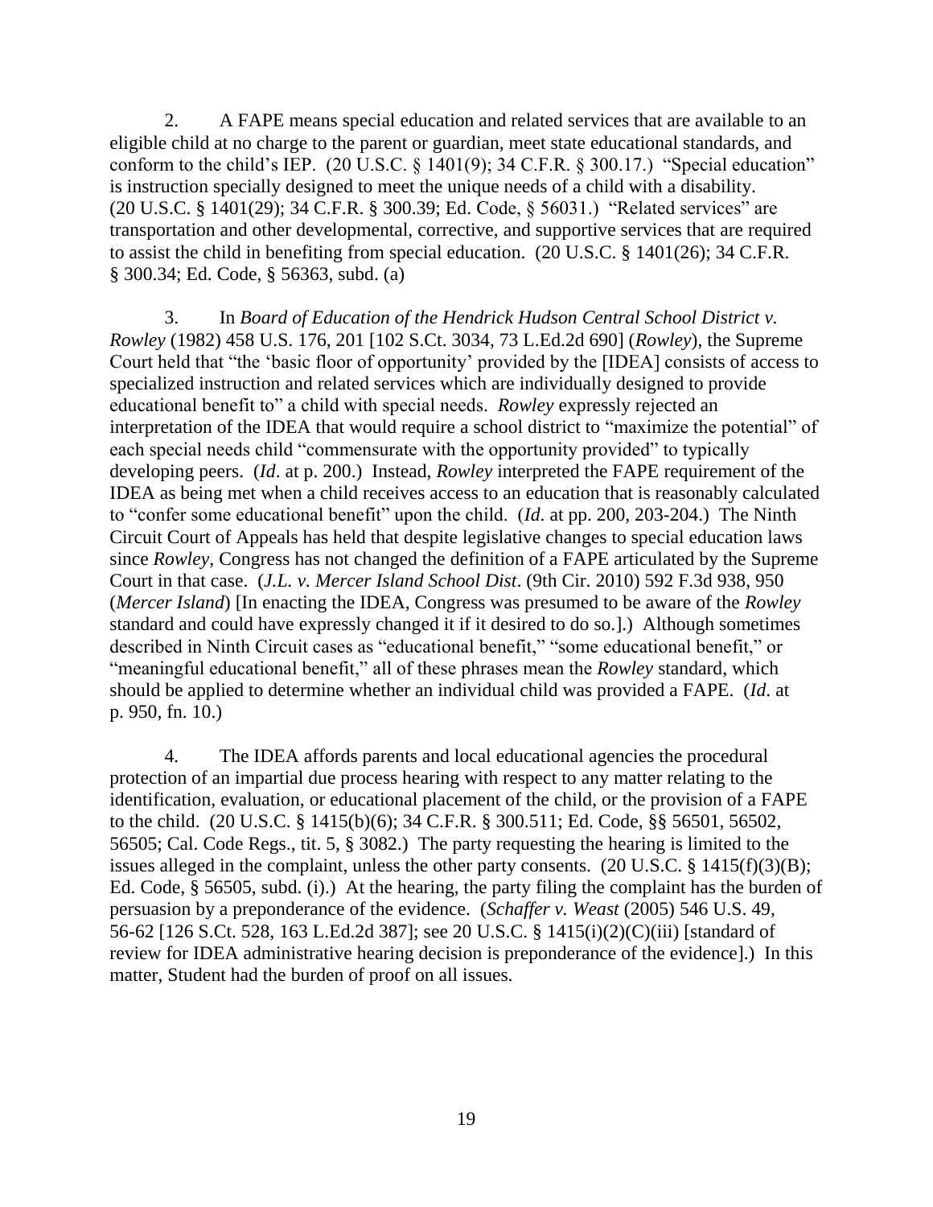2. A FAPE means special education and related services that are available to an eligible child at no charge to the parent or guardian, meet state educational standards, and conform to the child's IEP. (20 U.S.C. § 1401(9); 34 C.F.R. § 300.17.) "Special education" is instruction specially designed to meet the unique needs of a child with a disability. (20 U.S.C. § 1401(29); 34 C.F.R. § 300.39; Ed. Code, § 56031.) "Related services" are transportation and other developmental, corrective, and supportive services that are required to assist the child in benefiting from special education. (20 U.S.C. § 1401(26); 34 C.F.R. § 300.34; Ed. Code, § 56363, subd. (a)

3. In *Board of Education of the Hendrick Hudson Central School District v. Rowley* (1982) 458 U.S. 176, 201 [102 S.Ct. 3034, 73 L.Ed.2d 690] (*Rowley*), the Supreme Court held that "the 'basic floor of opportunity' provided by the [IDEA] consists of access to specialized instruction and related services which are individually designed to provide educational benefit to" a child with special needs. *Rowley* expressly rejected an interpretation of the IDEA that would require a school district to "maximize the potential" of each special needs child "commensurate with the opportunity provided" to typically developing peers. (*Id*. at p. 200.) Instead, *Rowley* interpreted the FAPE requirement of the IDEA as being met when a child receives access to an education that is reasonably calculated to "confer some educational benefit" upon the child. (*Id*. at pp. 200, 203-204.) The Ninth Circuit Court of Appeals has held that despite legislative changes to special education laws since *Rowley*, Congress has not changed the definition of a FAPE articulated by the Supreme Court in that case. (*J.L. v. Mercer Island School Dist*. (9th Cir. 2010) 592 F.3d 938, 950 (*Mercer Island*) [In enacting the IDEA, Congress was presumed to be aware of the *Rowley* standard and could have expressly changed it if it desired to do so.].) Although sometimes described in Ninth Circuit cases as "educational benefit," "some educational benefit," or "meaningful educational benefit," all of these phrases mean the *Rowley* standard, which should be applied to determine whether an individual child was provided a FAPE. (*Id*. at p. 950, fn. 10.)

4. The IDEA affords parents and local educational agencies the procedural protection of an impartial due process hearing with respect to any matter relating to the identification, evaluation, or educational placement of the child, or the provision of a FAPE to the child. (20 U.S.C. § 1415(b)(6); 34 C.F.R. § 300.511; Ed. Code, §§ 56501, 56502, 56505; Cal. Code Regs., tit. 5, § 3082.) The party requesting the hearing is limited to the issues alleged in the complaint, unless the other party consents. (20 U.S.C. § 1415(f)(3)(B); Ed. Code, § 56505, subd. (i).) At the hearing, the party filing the complaint has the burden of persuasion by a preponderance of the evidence. (*Schaffer v. Weast* (2005) 546 U.S. 49, 56-62 [126 S.Ct. 528, 163 L.Ed.2d 387]; see 20 U.S.C. § 1415(i)(2)(C)(iii) [standard of review for IDEA administrative hearing decision is preponderance of the evidence].) In this matter, Student had the burden of proof on all issues.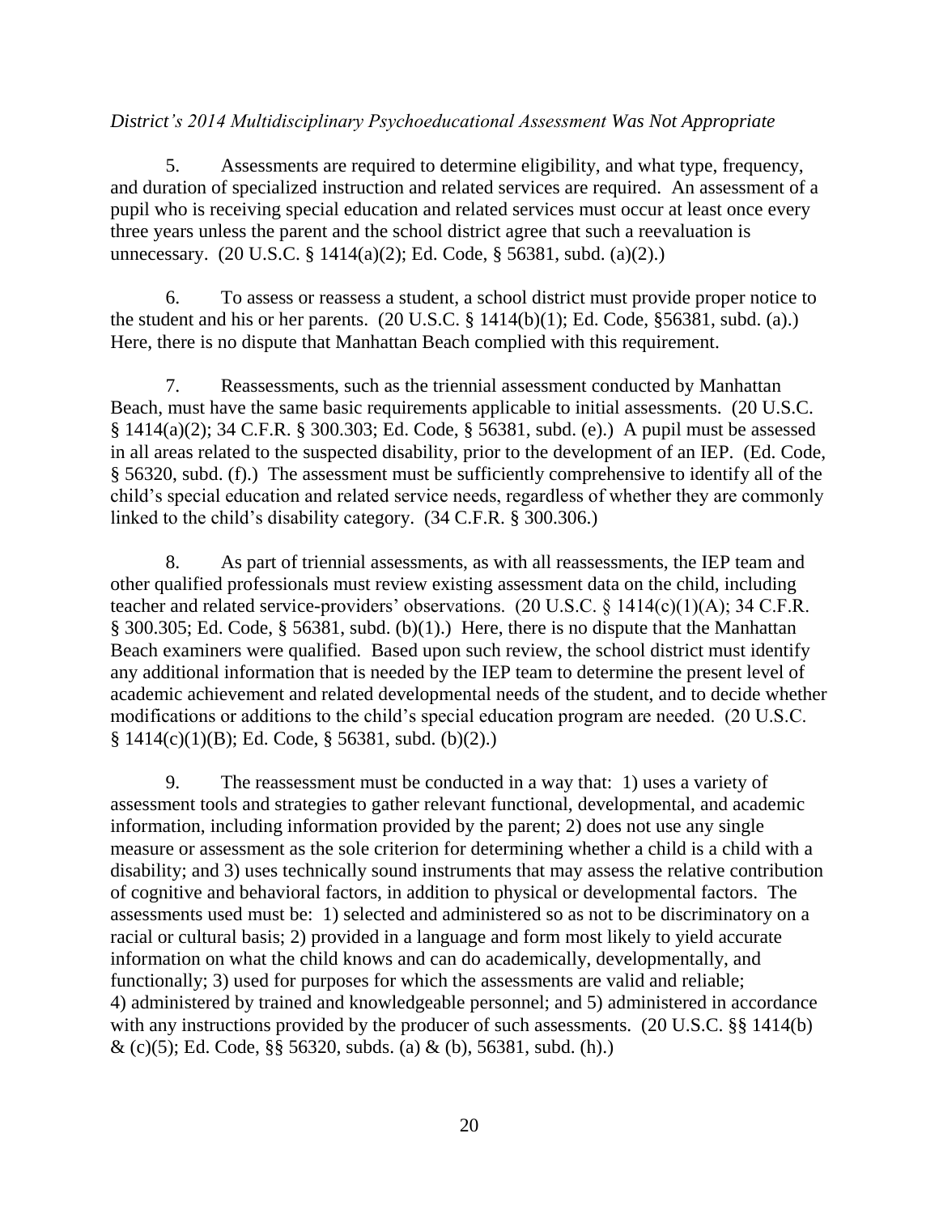*District's 2014 Multidisciplinary Psychoeducational Assessment Was Not Appropriate*

5. Assessments are required to determine eligibility, and what type, frequency, and duration of specialized instruction and related services are required. An assessment of a pupil who is receiving special education and related services must occur at least once every three years unless the parent and the school district agree that such a reevaluation is unnecessary. (20 U.S.C. § 1414(a)(2); Ed. Code, § 56381, subd. (a)(2).)

6. To assess or reassess a student, a school district must provide proper notice to the student and his or her parents. (20 U.S.C. § 1414(b)(1); Ed. Code, §56381, subd. (a).) Here, there is no dispute that Manhattan Beach complied with this requirement.

7. Reassessments, such as the triennial assessment conducted by Manhattan Beach, must have the same basic requirements applicable to initial assessments. (20 U.S.C. § 1414(a)(2); 34 C.F.R. § 300.303; Ed. Code, § 56381, subd. (e).) A pupil must be assessed in all areas related to the suspected disability, prior to the development of an IEP. (Ed. Code, § 56320, subd. (f).) The assessment must be sufficiently comprehensive to identify all of the child's special education and related service needs, regardless of whether they are commonly linked to the child's disability category. (34 C.F.R. § 300.306.)

8. As part of triennial assessments, as with all reassessments, the IEP team and other qualified professionals must review existing assessment data on the child, including teacher and related service-providers' observations. (20 U.S.C. § 1414(c)(1)(A); 34 C.F.R. § 300.305; Ed. Code, § 56381, subd. (b)(1).) Here, there is no dispute that the Manhattan Beach examiners were qualified. Based upon such review, the school district must identify any additional information that is needed by the IEP team to determine the present level of academic achievement and related developmental needs of the student, and to decide whether modifications or additions to the child's special education program are needed. (20 U.S.C. § 1414(c)(1)(B); Ed. Code, § 56381, subd. (b)(2).)

9. The reassessment must be conducted in a way that: 1) uses a variety of assessment tools and strategies to gather relevant functional, developmental, and academic information, including information provided by the parent; 2) does not use any single measure or assessment as the sole criterion for determining whether a child is a child with a disability; and 3) uses technically sound instruments that may assess the relative contribution of cognitive and behavioral factors, in addition to physical or developmental factors. The assessments used must be: 1) selected and administered so as not to be discriminatory on a racial or cultural basis; 2) provided in a language and form most likely to yield accurate information on what the child knows and can do academically, developmentally, and functionally; 3) used for purposes for which the assessments are valid and reliable; 4) administered by trained and knowledgeable personnel; and 5) administered in accordance with any instructions provided by the producer of such assessments. (20 U.S.C. §§ 1414(b) & (c)(5); Ed. Code, §§ 56320, subds. (a) & (b), 56381, subd. (h).)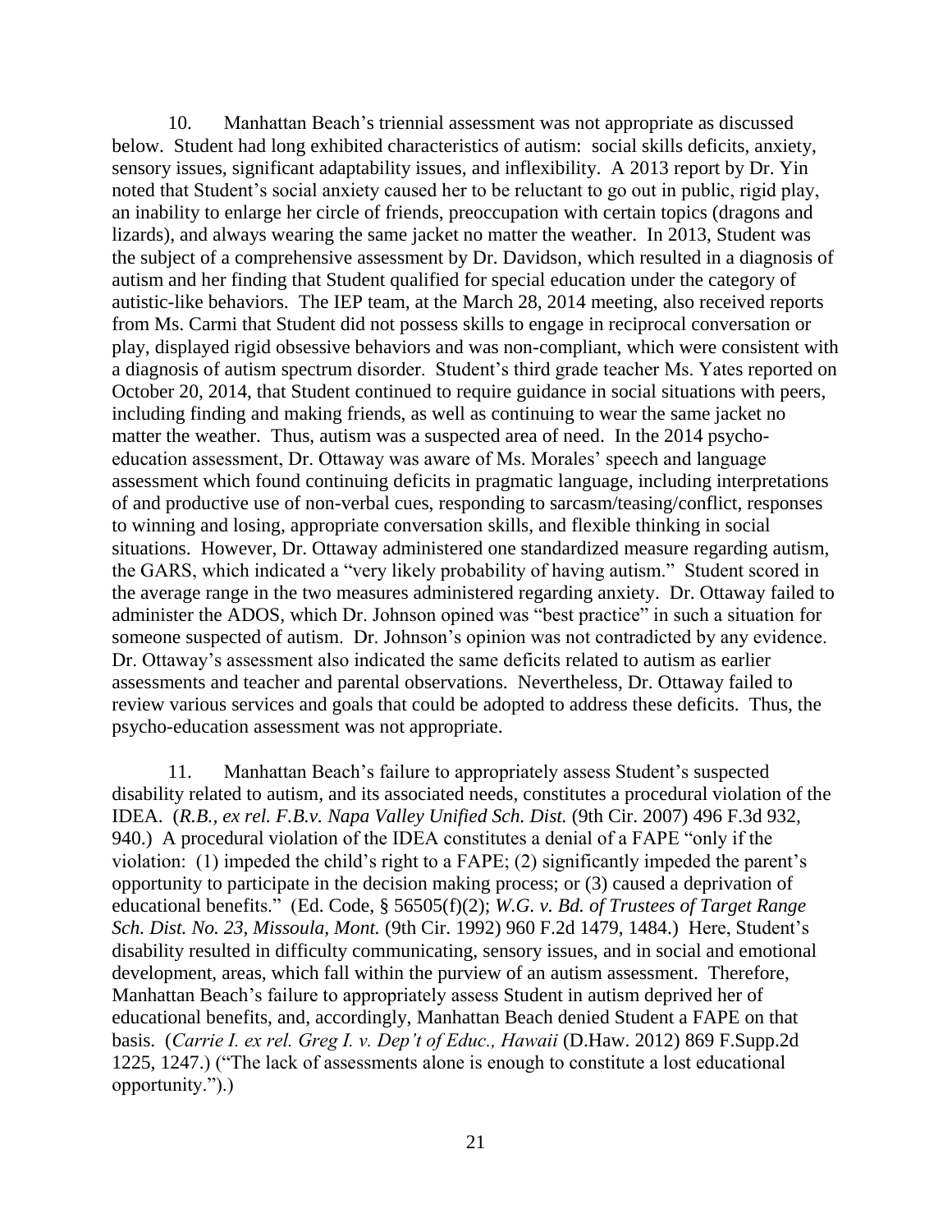10. Manhattan Beach's triennial assessment was not appropriate as discussed below. Student had long exhibited characteristics of autism: social skills deficits, anxiety, sensory issues, significant adaptability issues, and inflexibility. A 2013 report by Dr. Yin noted that Student's social anxiety caused her to be reluctant to go out in public, rigid play, an inability to enlarge her circle of friends, preoccupation with certain topics (dragons and lizards), and always wearing the same jacket no matter the weather. In 2013, Student was the subject of a comprehensive assessment by Dr. Davidson, which resulted in a diagnosis of autism and her finding that Student qualified for special education under the category of autistic-like behaviors. The IEP team, at the March 28, 2014 meeting, also received reports from Ms. Carmi that Student did not possess skills to engage in reciprocal conversation or play, displayed rigid obsessive behaviors and was non-compliant, which were consistent with a diagnosis of autism spectrum disorder. Student's third grade teacher Ms. Yates reported on October 20, 2014, that Student continued to require guidance in social situations with peers, including finding and making friends, as well as continuing to wear the same jacket no matter the weather. Thus, autism was a suspected area of need. In the 2014 psycho-education assessment, Dr. Ottaway was aware of Ms. Morales' speech and language assessment which found continuing deficits in pragmatic language, including interpretations of and productive use of non-verbal cues, responding to sarcasm/teasing/conflict, responses to winning and losing, appropriate conversation skills, and flexible thinking in social situations. However, Dr. Ottaway administered one standardized measure regarding autism, the GARS, which indicated a "very likely probability of having autism." Student scored in the average range in the two measures administered regarding anxiety. Dr. Ottaway failed to administer the ADOS, which Dr. Johnson opined was "best practice" in such a situation for someone suspected of autism. Dr. Johnson's opinion was not contradicted by any evidence. Dr. Ottaway's assessment also indicated the same deficits related to autism as earlier assessments and teacher and parental observations. Nevertheless, Dr. Ottaway failed to review various services and goals that could be adopted to address these deficits. Thus, the psycho-education assessment was not appropriate.

11. Manhattan Beach's failure to appropriately assess Student's suspected disability related to autism, and its associated needs, constitutes a procedural violation of the IDEA. (*R.B., ex rel. F.B.v. Napa Valley Unified Sch. Dist.* (9th Cir. 2007) 496 F.3d 932, 940.) A procedural violation of the IDEA constitutes a denial of a FAPE "only if the violation: (1) impeded the child's right to a FAPE; (2) significantly impeded the parent's opportunity to participate in the decision making process; or (3) caused a deprivation of educational benefits." (Ed. Code, § 56505(f)(2); *W.G. v. Bd. of Trustees of Target Range Sch. Dist. No. 23, Missoula, Mont.* (9th Cir. 1992) 960 F.2d 1479, 1484.) Here, Student's disability resulted in difficulty communicating, sensory issues, and in social and emotional development, areas, which fall within the purview of an autism assessment. Therefore, Manhattan Beach's failure to appropriately assess Student in autism deprived her of educational benefits, and, accordingly, Manhattan Beach denied Student a FAPE on that basis. (*Carrie I. ex rel. Greg I. v. Dep't of Educ., Hawaii* (D.Haw. 2012) 869 F.Supp.2d 1225, 1247.) ("The lack of assessments alone is enough to constitute a lost educational opportunity.").)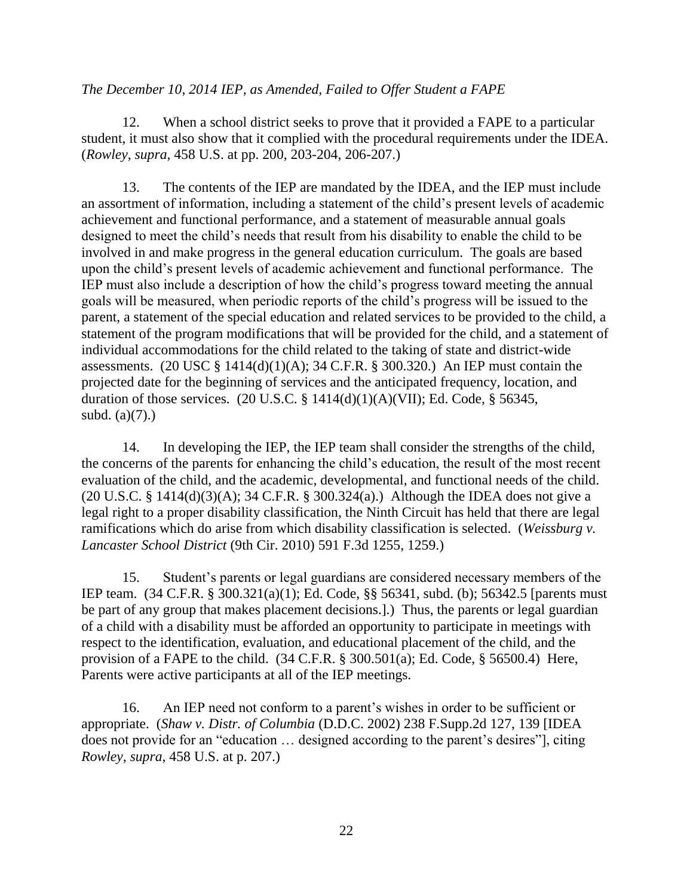*The December 10, 2014 IEP, as Amended, Failed to Offer Student a FAPE*

12. When a school district seeks to prove that it provided a FAPE to a particular student, it must also show that it complied with the procedural requirements under the IDEA. (*Rowley*, *supra*, 458 U.S. at pp. 200, 203-204, 206-207.)

13. The contents of the IEP are mandated by the IDEA, and the IEP must include an assortment of information, including a statement of the child's present levels of academic achievement and functional performance, and a statement of measurable annual goals designed to meet the child's needs that result from his disability to enable the child to be involved in and make progress in the general education curriculum. The goals are based upon the child's present levels of academic achievement and functional performance. The IEP must also include a description of how the child's progress toward meeting the annual goals will be measured, when periodic reports of the child's progress will be issued to the parent, a statement of the special education and related services to be provided to the child, a statement of the program modifications that will be provided for the child, and a statement of individual accommodations for the child related to the taking of state and district-wide assessments. (20 USC § 1414(d)(1)(A); 34 C.F.R. § 300.320.) An IEP must contain the projected date for the beginning of services and the anticipated frequency, location, and duration of those services. (20 U.S.C. § 1414(d)(1)(A)(VII); Ed. Code, § 56345, subd. (a)(7).)

14. In developing the IEP, the IEP team shall consider the strengths of the child, the concerns of the parents for enhancing the child's education, the result of the most recent evaluation of the child, and the academic, developmental, and functional needs of the child. (20 U.S.C. § 1414(d)(3)(A); 34 C.F.R. § 300.324(a).) Although the IDEA does not give a legal right to a proper disability classification, the Ninth Circuit has held that there are legal ramifications which do arise from which disability classification is selected. (*Weissburg v. Lancaster School District* (9th Cir. 2010) 591 F.3d 1255, 1259.)

15. Student's parents or legal guardians are considered necessary members of the IEP team. (34 C.F.R. § 300.321(a)(1); Ed. Code, §§ 56341, subd. (b); 56342.5 [parents must be part of any group that makes placement decisions.].) Thus, the parents or legal guardian of a child with a disability must be afforded an opportunity to participate in meetings with respect to the identification, evaluation, and educational placement of the child, and the provision of a FAPE to the child. (34 C.F.R. § 300.501(a); Ed. Code, § 56500.4) Here, Parents were active participants at all of the IEP meetings.

16. An IEP need not conform to a parent's wishes in order to be sufficient or appropriate. (*Shaw v. Distr. of Columbia* (D.D.C. 2002) 238 F.Supp.2d 127, 139 [IDEA does not provide for an "education … designed according to the parent's desires"], citing *Rowley*, *supra*, 458 U.S. at p. 207.)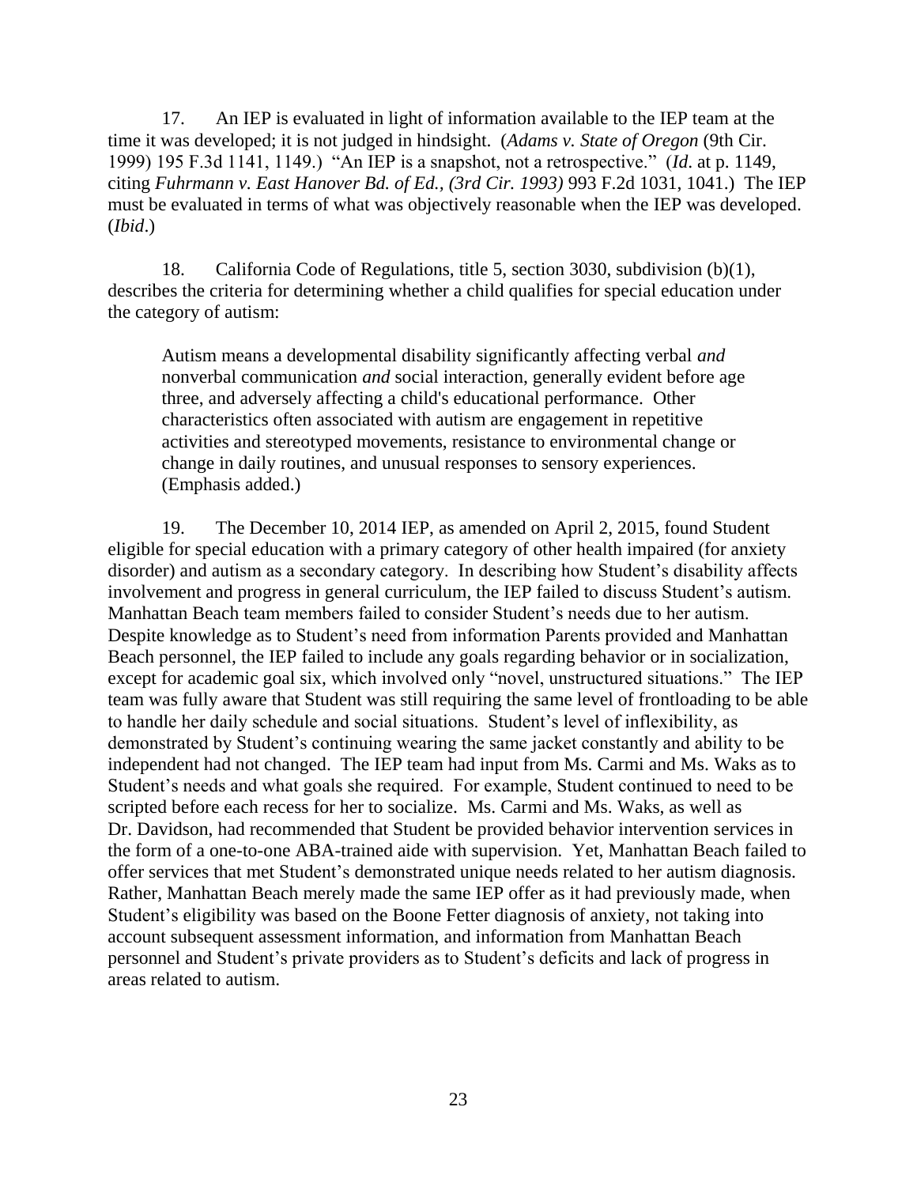17. An IEP is evaluated in light of information available to the IEP team at the time it was developed; it is not judged in hindsight. (*Adams v. State of Oregon* (9th Cir. 1999) 195 F.3d 1141, 1149.) "An IEP is a snapshot, not a retrospective." (*Id*. at p. 1149, citing *Fuhrmann v. East Hanover Bd. of Ed., (3rd Cir. 1993)* 993 F.2d 1031, 1041.) The IEP must be evaluated in terms of what was objectively reasonable when the IEP was developed. (*Ibid*.)

18. California Code of Regulations, title 5, section 3030, subdivision (b)(1), describes the criteria for determining whether a child qualifies for special education under the category of autism:

> Autism means a developmental disability significantly affecting verbal *and* nonverbal communication *and* social interaction, generally evident before age three, and adversely affecting a child's educational performance. Other characteristics often associated with autism are engagement in repetitive activities and stereotyped movements, resistance to environmental change or change in daily routines, and unusual responses to sensory experiences. (Emphasis added.)

19. The December 10, 2014 IEP, as amended on April 2, 2015, found Student eligible for special education with a primary category of other health impaired (for anxiety disorder) and autism as a secondary category. In describing how Student's disability affects involvement and progress in general curriculum, the IEP failed to discuss Student's autism. Manhattan Beach team members failed to consider Student's needs due to her autism. Despite knowledge as to Student's need from information Parents provided and Manhattan Beach personnel, the IEP failed to include any goals regarding behavior or in socialization, except for academic goal six, which involved only "novel, unstructured situations." The IEP team was fully aware that Student was still requiring the same level of frontloading to be able to handle her daily schedule and social situations. Student's level of inflexibility, as demonstrated by Student's continuing wearing the same jacket constantly and ability to be independent had not changed. The IEP team had input from Ms. Carmi and Ms. Waks as to Student's needs and what goals she required. For example, Student continued to need to be scripted before each recess for her to socialize. Ms. Carmi and Ms. Waks, as well as Dr. Davidson, had recommended that Student be provided behavior intervention services in the form of a one-to-one ABA-trained aide with supervision. Yet, Manhattan Beach failed to offer services that met Student's demonstrated unique needs related to her autism diagnosis. Rather, Manhattan Beach merely made the same IEP offer as it had previously made, when Student's eligibility was based on the Boone Fetter diagnosis of anxiety, not taking into account subsequent assessment information, and information from Manhattan Beach personnel and Student's private providers as to Student's deficits and lack of progress in areas related to autism.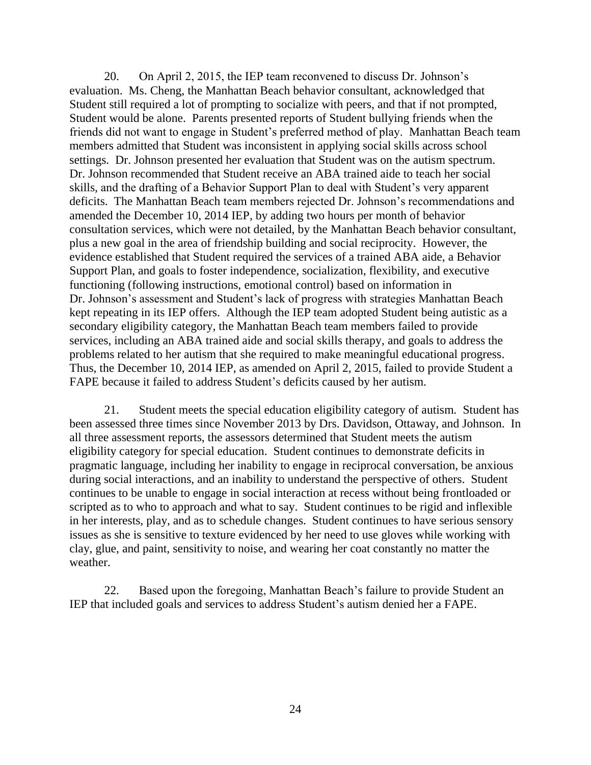20. On April 2, 2015, the IEP team reconvened to discuss Dr. Johnson's evaluation. Ms. Cheng, the Manhattan Beach behavior consultant, acknowledged that Student still required a lot of prompting to socialize with peers, and that if not prompted, Student would be alone. Parents presented reports of Student bullying friends when the friends did not want to engage in Student's preferred method of play. Manhattan Beach team members admitted that Student was inconsistent in applying social skills across school settings. Dr. Johnson presented her evaluation that Student was on the autism spectrum. Dr. Johnson recommended that Student receive an ABA trained aide to teach her social skills, and the drafting of a Behavior Support Plan to deal with Student's very apparent deficits. The Manhattan Beach team members rejected Dr. Johnson's recommendations and amended the December 10, 2014 IEP, by adding two hours per month of behavior consultation services, which were not detailed, by the Manhattan Beach behavior consultant, plus a new goal in the area of friendship building and social reciprocity. However, the evidence established that Student required the services of a trained ABA aide, a Behavior Support Plan, and goals to foster independence, socialization, flexibility, and executive functioning (following instructions, emotional control) based on information in Dr. Johnson's assessment and Student's lack of progress with strategies Manhattan Beach kept repeating in its IEP offers. Although the IEP team adopted Student being autistic as a secondary eligibility category, the Manhattan Beach team members failed to provide services, including an ABA trained aide and social skills therapy, and goals to address the problems related to her autism that she required to make meaningful educational progress. Thus, the December 10, 2014 IEP, as amended on April 2, 2015, failed to provide Student a FAPE because it failed to address Student's deficits caused by her autism.

21. Student meets the special education eligibility category of autism. Student has been assessed three times since November 2013 by Drs. Davidson, Ottaway, and Johnson. In all three assessment reports, the assessors determined that Student meets the autism eligibility category for special education. Student continues to demonstrate deficits in pragmatic language, including her inability to engage in reciprocal conversation, be anxious during social interactions, and an inability to understand the perspective of others. Student continues to be unable to engage in social interaction at recess without being frontloaded or scripted as to who to approach and what to say. Student continues to be rigid and inflexible in her interests, play, and as to schedule changes. Student continues to have serious sensory issues as she is sensitive to texture evidenced by her need to use gloves while working with clay, glue, and paint, sensitivity to noise, and wearing her coat constantly no matter the weather.

22. Based upon the foregoing, Manhattan Beach's failure to provide Student an IEP that included goals and services to address Student's autism denied her a FAPE.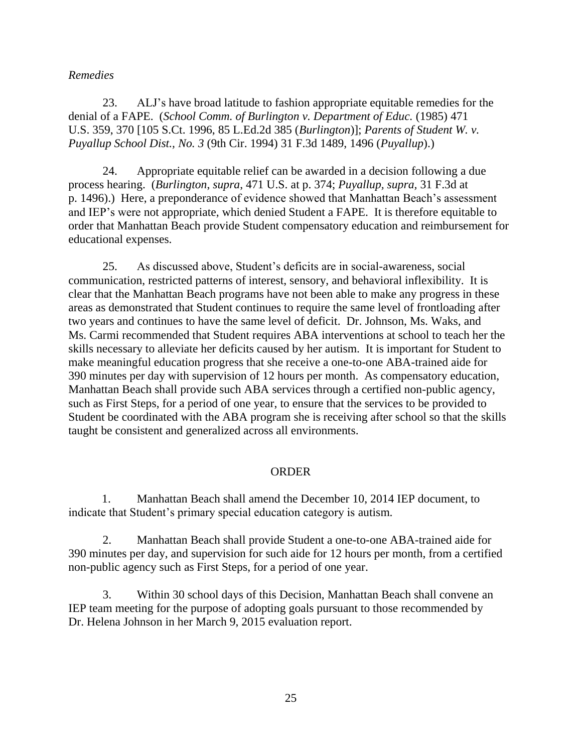*Remedies*

23. ALJ's have broad latitude to fashion appropriate equitable remedies for the denial of a FAPE. (*School Comm. of Burlington v. Department of Educ.* (1985) 471 U.S. 359, 370 [105 S.Ct. 1996, 85 L.Ed.2d 385 (*Burlington*)]; *Parents of Student W. v. Puyallup School Dist., No. 3* (9th Cir. 1994) 31 F.3d 1489, 1496 (*Puyallup*).)

24. Appropriate equitable relief can be awarded in a decision following a due process hearing. (*Burlington, supra*, 471 U.S. at p. 374; *Puyallup, supra*, 31 F.3d at p. 1496).) Here, a preponderance of evidence showed that Manhattan Beach's assessment and IEP's were not appropriate, which denied Student a FAPE. It is therefore equitable to order that Manhattan Beach provide Student compensatory education and reimbursement for educational expenses.

25. As discussed above, Student's deficits are in social-awareness, social communication, restricted patterns of interest, sensory, and behavioral inflexibility. It is clear that the Manhattan Beach programs have not been able to make any progress in these areas as demonstrated that Student continues to require the same level of frontloading after two years and continues to have the same level of deficit. Dr. Johnson, Ms. Waks, and Ms. Carmi recommended that Student requires ABA interventions at school to teach her the skills necessary to alleviate her deficits caused by her autism. It is important for Student to make meaningful education progress that she receive a one-to-one ABA-trained aide for 390 minutes per day with supervision of 12 hours per month. As compensatory education, Manhattan Beach shall provide such ABA services through a certified non-public agency, such as First Steps, for a period of one year, to ensure that the services to be provided to Student be coordinated with the ABA program she is receiving after school so that the skills taught be consistent and generalized across all environments.

## ORDER

1. Manhattan Beach shall amend the December 10, 2014 IEP document, to indicate that Student's primary special education category is autism.

2. Manhattan Beach shall provide Student a one-to-one ABA-trained aide for 390 minutes per day, and supervision for such aide for 12 hours per month, from a certified non-public agency such as First Steps, for a period of one year.

3. Within 30 school days of this Decision, Manhattan Beach shall convene an IEP team meeting for the purpose of adopting goals pursuant to those recommended by Dr. Helena Johnson in her March 9, 2015 evaluation report.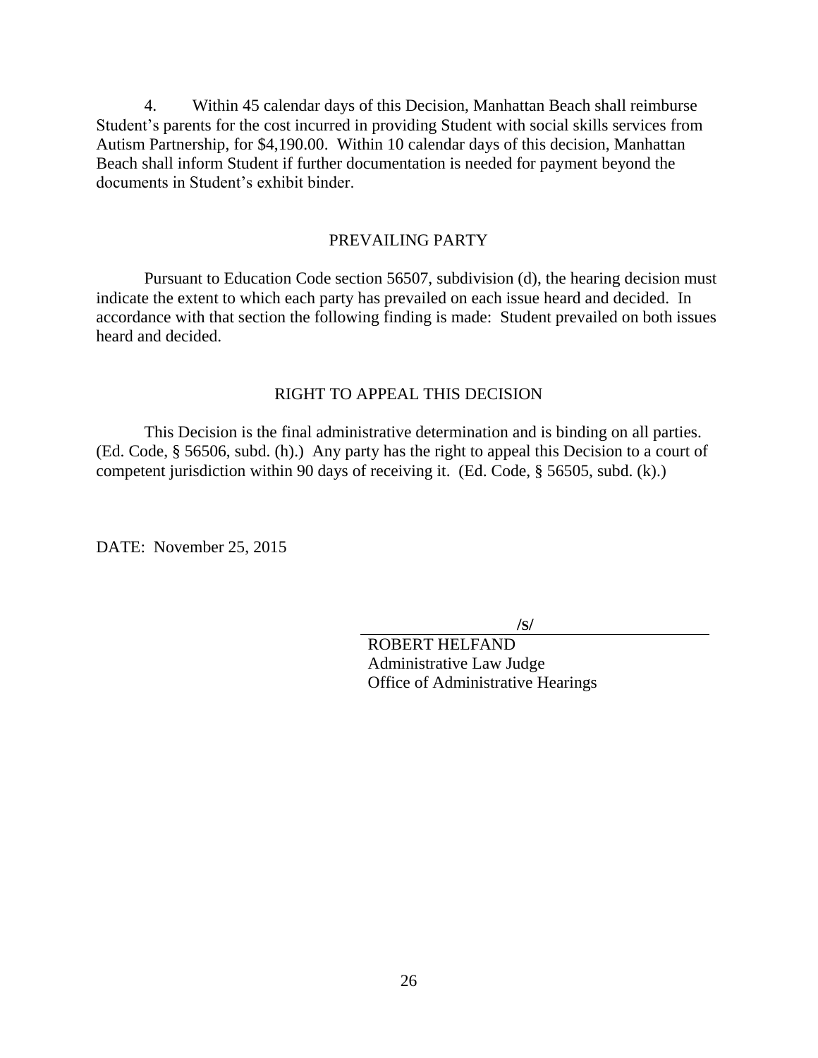4. Within 45 calendar days of this Decision, Manhattan Beach shall reimburse Student's parents for the cost incurred in providing Student with social skills services from Autism Partnership, for $4,190.00. Within 10 calendar days of this decision, Manhattan Beach shall inform Student if further documentation is needed for payment beyond the documents in Student's exhibit binder.

## PREVAILING PARTY

Pursuant to Education Code section 56507, subdivision (d), the hearing decision must indicate the extent to which each party has prevailed on each issue heard and decided. In accordance with that section the following finding is made: Student prevailed on both issues heard and decided.

## RIGHT TO APPEAL THIS DECISION

This Decision is the final administrative determination and is binding on all parties. (Ed. Code, § 56506, subd. (h).) Any party has the right to appeal this Decision to a court of competent jurisdiction within 90 days of receiving it. (Ed. Code, § 56505, subd. (k).)

DATE: November 25, 2015

/s/

ROBERT HELFAND
Administrative Law Judge
Office of Administrative Hearings